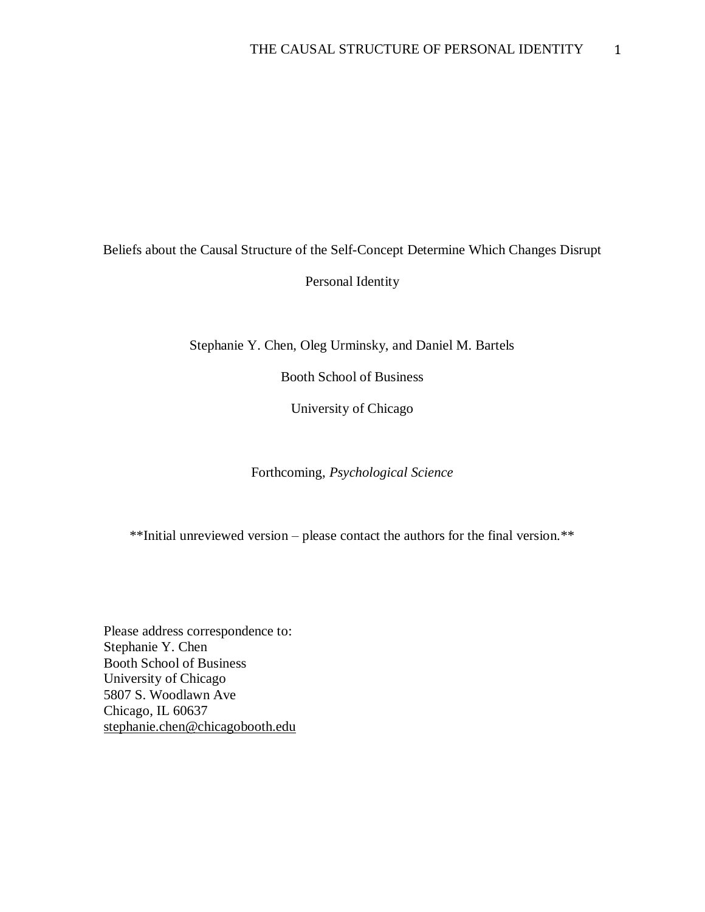# Beliefs about the Causal Structure of the Self-Concept Determine Which Changes Disrupt Personal Identity

Stephanie Y. Chen, Oleg Urminsky, and Daniel M. Bartels

Booth School of Business

University of Chicago

Forthcoming, *Psychological Science*

**Initial unreviewed version – please contact the authors for the final version.**

Please address correspondence to:
Stephanie Y. Chen
Booth School of Business
University of Chicago
5807 S. Woodlawn Ave
Chicago, IL 60637
stephanie.chen@chicagobooth.edu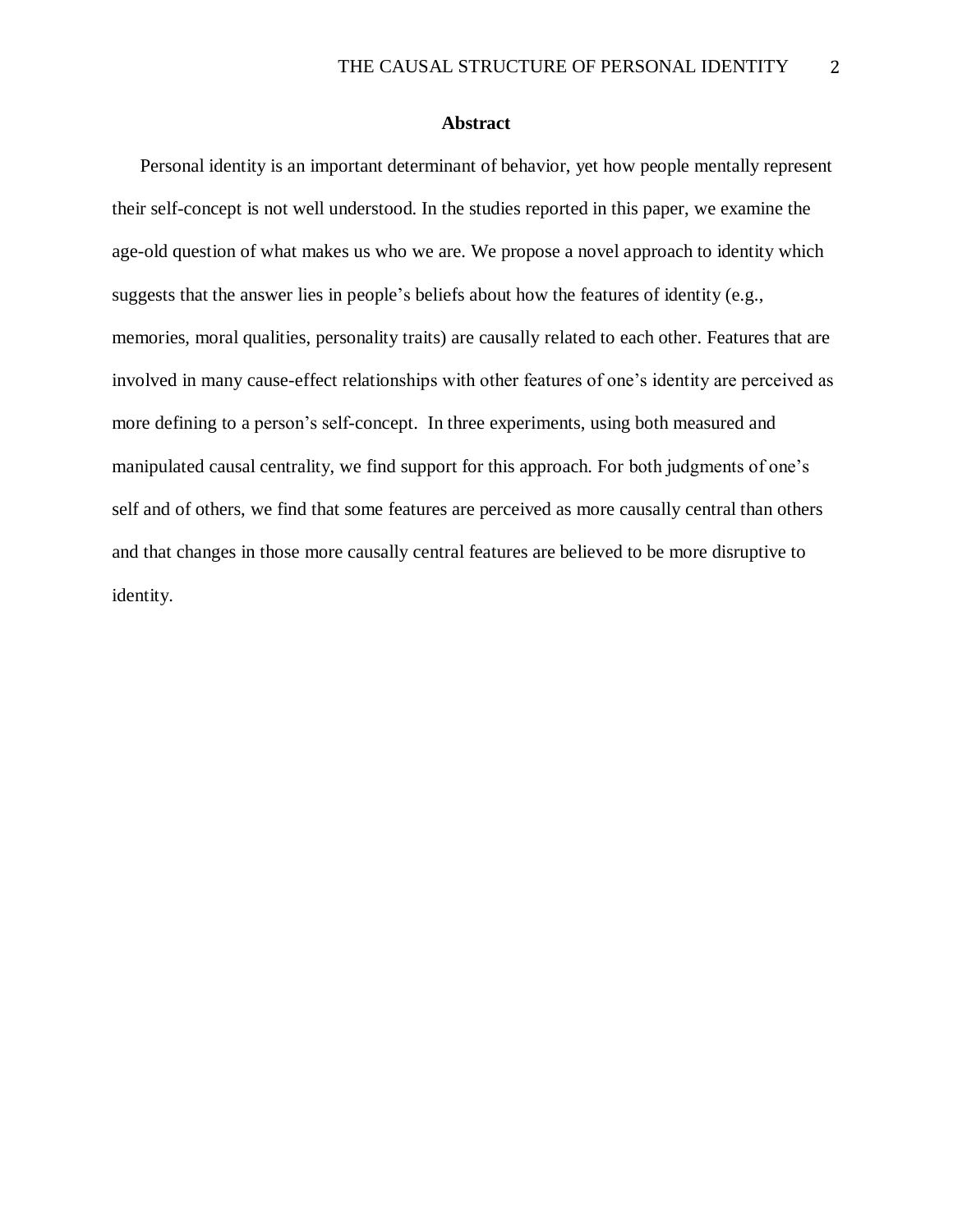## Abstract

Personal identity is an important determinant of behavior, yet how people mentally represent their self-concept is not well understood. In the studies reported in this paper, we examine the age-old question of what makes us who we are. We propose a novel approach to identity which suggests that the answer lies in people's beliefs about how the features of identity (e.g., memories, moral qualities, personality traits) are causally related to each other. Features that are involved in many cause-effect relationships with other features of one's identity are perceived as more defining to a person's self-concept.  In three experiments, using both measured and manipulated causal centrality, we find support for this approach. For both judgments of one's self and of others, we find that some features are perceived as more causally central than others and that changes in those more causally central features are believed to be more disruptive to identity.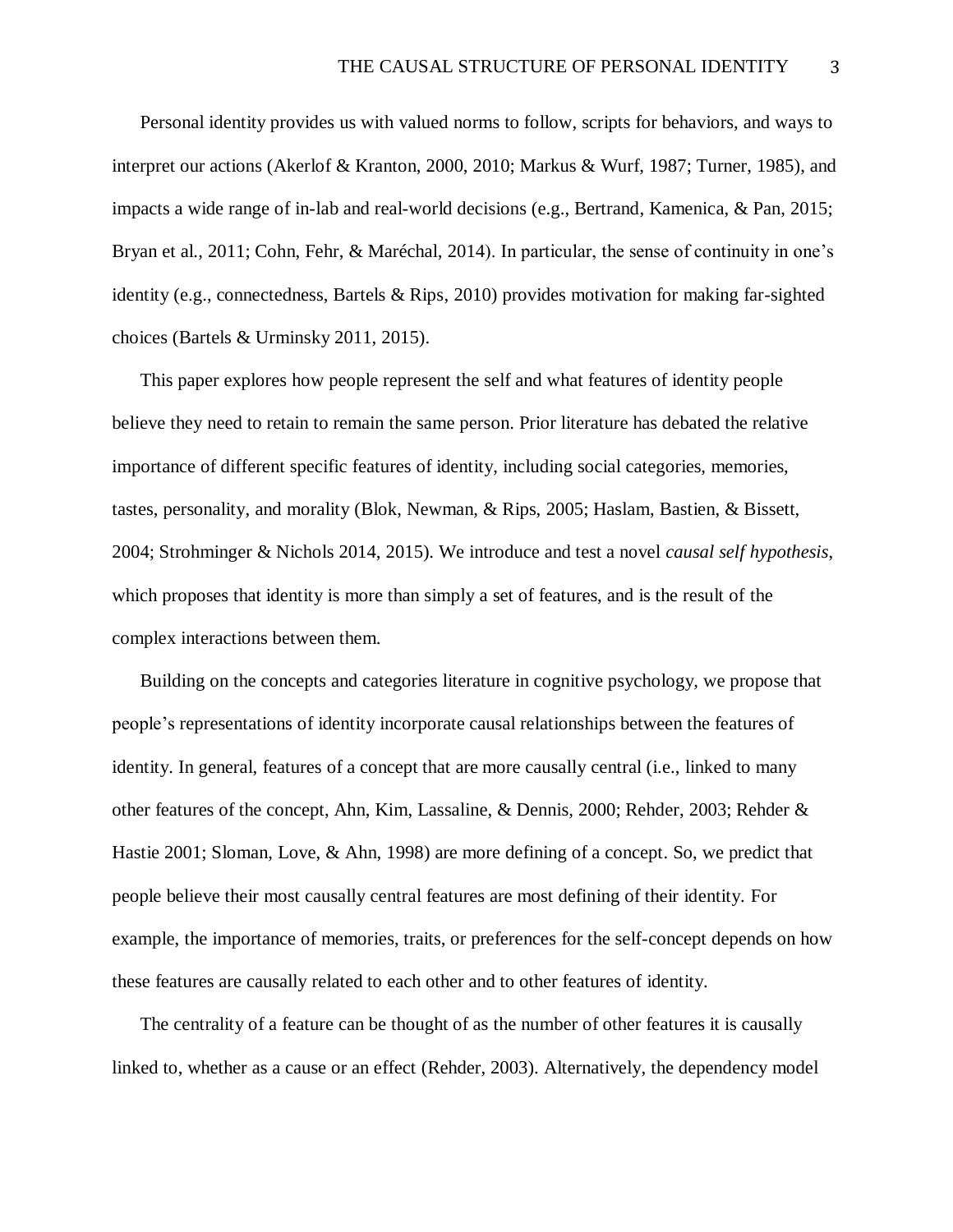Personal identity provides us with valued norms to follow, scripts for behaviors, and ways to interpret our actions (Akerlof & Kranton, 2000, 2010; Markus & Wurf, 1987; Turner, 1985), and impacts a wide range of in-lab and real-world decisions (e.g., Bertrand, Kamenica, & Pan, 2015; Bryan et al., 2011; Cohn, Fehr, & Maréchal, 2014). In particular, the sense of continuity in one's identity (e.g., connectedness, Bartels & Rips, 2010) provides motivation for making far-sighted choices (Bartels & Urminsky 2011, 2015).

This paper explores how people represent the self and what features of identity people believe they need to retain to remain the same person. Prior literature has debated the relative importance of different specific features of identity, including social categories, memories, tastes, personality, and morality (Blok, Newman, & Rips, 2005; Haslam, Bastien, & Bissett, 2004; Strohminger & Nichols 2014, 2015). We introduce and test a novel *causal self hypothesis*, which proposes that identity is more than simply a set of features, and is the result of the complex interactions between them.

Building on the concepts and categories literature in cognitive psychology, we propose that people's representations of identity incorporate causal relationships between the features of identity. In general, features of a concept that are more causally central (i.e., linked to many other features of the concept, Ahn, Kim, Lassaline, & Dennis, 2000; Rehder, 2003; Rehder & Hastie 2001; Sloman, Love, & Ahn, 1998) are more defining of a concept. So, we predict that people believe their most causally central features are most defining of their identity. For example, the importance of memories, traits, or preferences for the self-concept depends on how these features are causally related to each other and to other features of identity.

The centrality of a feature can be thought of as the number of other features it is causally linked to, whether as a cause or an effect (Rehder, 2003). Alternatively, the dependency model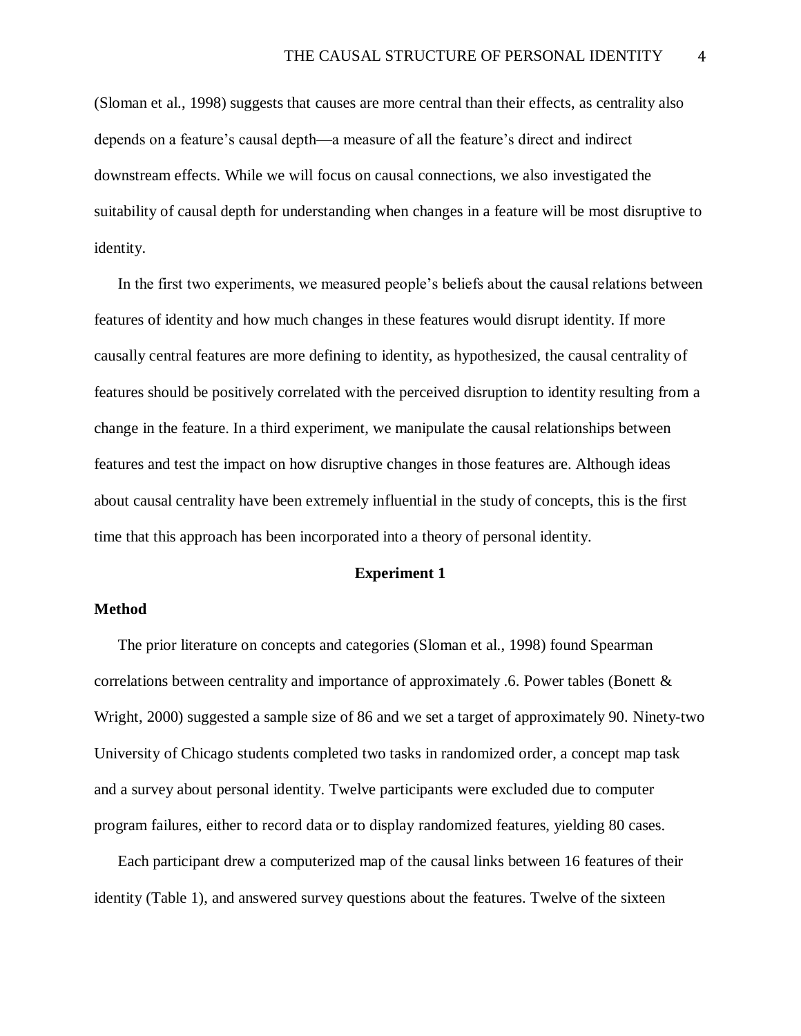(Sloman et al., 1998) suggests that causes are more central than their effects, as centrality also depends on a feature's causal depth—a measure of all the feature's direct and indirect downstream effects. While we will focus on causal connections, we also investigated the suitability of causal depth for understanding when changes in a feature will be most disruptive to identity.

In the first two experiments, we measured people's beliefs about the causal relations between features of identity and how much changes in these features would disrupt identity. If more causally central features are more defining to identity, as hypothesized, the causal centrality of features should be positively correlated with the perceived disruption to identity resulting from a change in the feature. In a third experiment, we manipulate the causal relationships between features and test the impact on how disruptive changes in those features are. Although ideas about causal centrality have been extremely influential in the study of concepts, this is the first time that this approach has been incorporated into a theory of personal identity.

## Experiment 1

### Method

The prior literature on concepts and categories (Sloman et al., 1998) found Spearman correlations between centrality and importance of approximately .6. Power tables (Bonett & Wright, 2000) suggested a sample size of 86 and we set a target of approximately 90. Ninety-two University of Chicago students completed two tasks in randomized order, a concept map task and a survey about personal identity. Twelve participants were excluded due to computer program failures, either to record data or to display randomized features, yielding 80 cases.

Each participant drew a computerized map of the causal links between 16 features of their identity (Table 1), and answered survey questions about the features. Twelve of the sixteen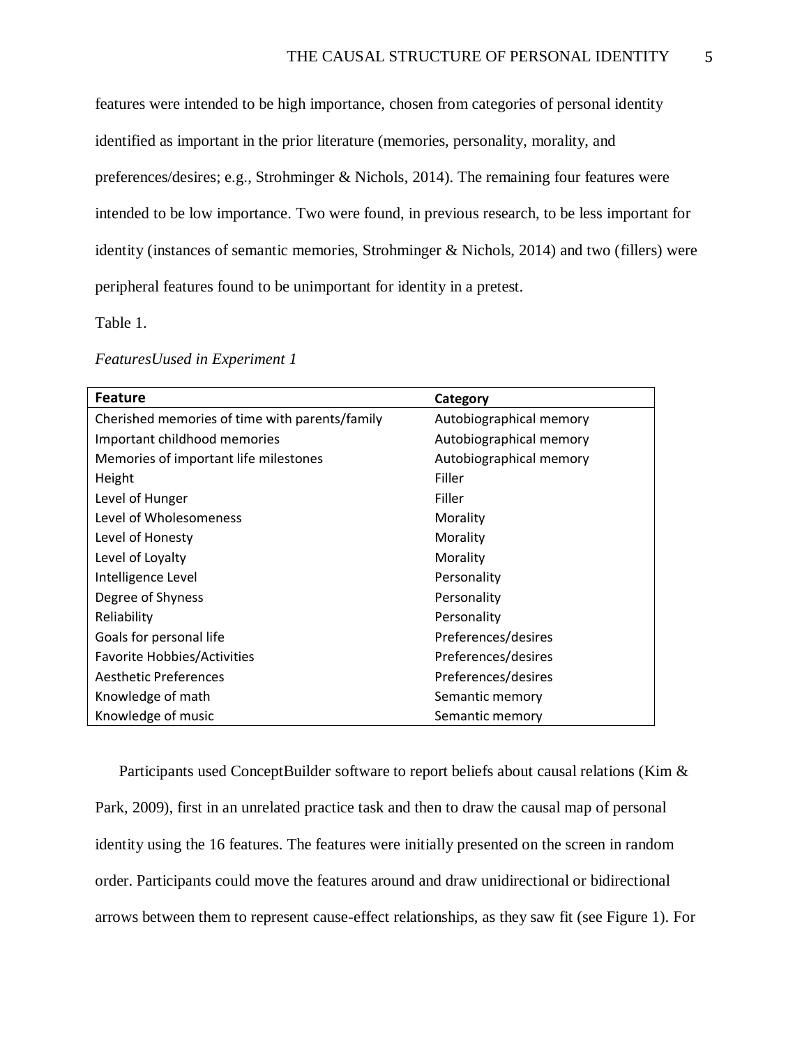features were intended to be high importance, chosen from categories of personal identity identified as important in the prior literature (memories, personality, morality, and preferences/desires; e.g., Strohminger & Nichols, 2014). The remaining four features were intended to be low importance. Two were found, in previous research, to be less important for identity (instances of semantic memories, Strohminger & Nichols, 2014) and two (fillers) were peripheral features found to be unimportant for identity in a pretest.

Table 1.

*FeaturesUused in Experiment 1*

| Feature | Category |
|---|---|
| Cherished memories of time with parents/family | Autobiographical memory |
| Important childhood memories | Autobiographical memory |
| Memories of important life milestones | Autobiographical memory |
| Height | Filler |
| Level of Hunger | Filler |
| Level of Wholesomeness | Morality |
| Level of Honesty | Morality |
| Level of Loyalty | Morality |
| Intelligence Level | Personality |
| Degree of Shyness | Personality |
| Reliability | Personality |
| Goals for personal life | Preferences/desires |
| Favorite Hobbies/Activities | Preferences/desires |
| Aesthetic Preferences | Preferences/desires |
| Knowledge of math | Semantic memory |
| Knowledge of music | Semantic memory |

Participants used ConceptBuilder software to report beliefs about causal relations (Kim & Park, 2009), first in an unrelated practice task and then to draw the causal map of personal identity using the 16 features. The features were initially presented on the screen in random order. Participants could move the features around and draw unidirectional or bidirectional arrows between them to represent cause-effect relationships, as they saw fit (see Figure 1). For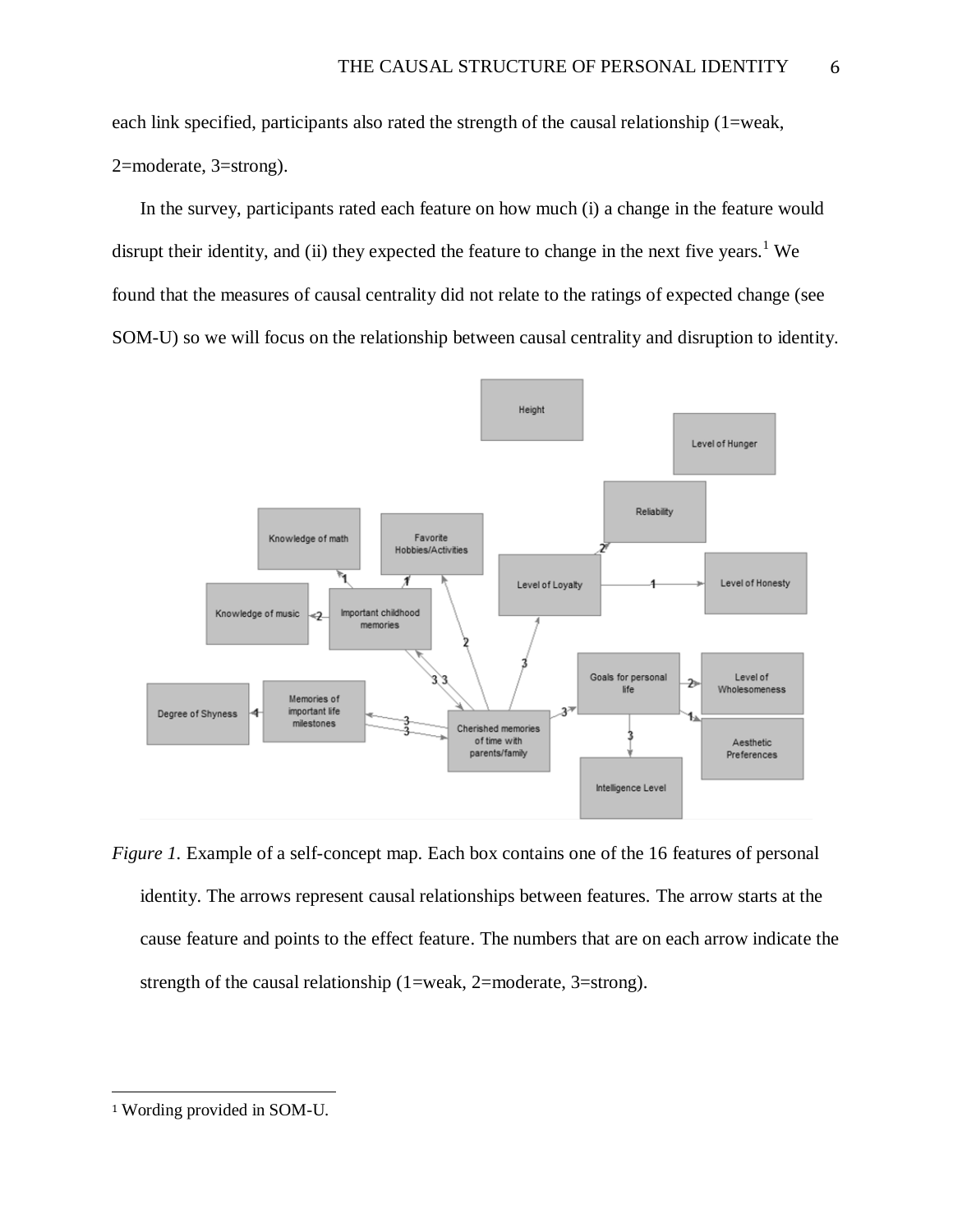each link specified, participants also rated the strength of the causal relationship (1=weak, 2=moderate, 3=strong).

In the survey, participants rated each feature on how much (i) a change in the feature would disrupt their identity, and (ii) they expected the feature to change in the next five years.[1] We found that the measures of causal centrality did not relate to the ratings of expected change (see SOM-U) so we will focus on the relationship between causal centrality and disruption to identity.

*Figure 1.* Example of a self-concept map. Each box contains one of the 16 features of personal identity. The arrows represent causal relationships between features. The arrow starts at the cause feature and points to the effect feature. The numbers that are on each arrow indicate the strength of the causal relationship (1=weak, 2=moderate, 3=strong).

[1] Wording provided in SOM-U.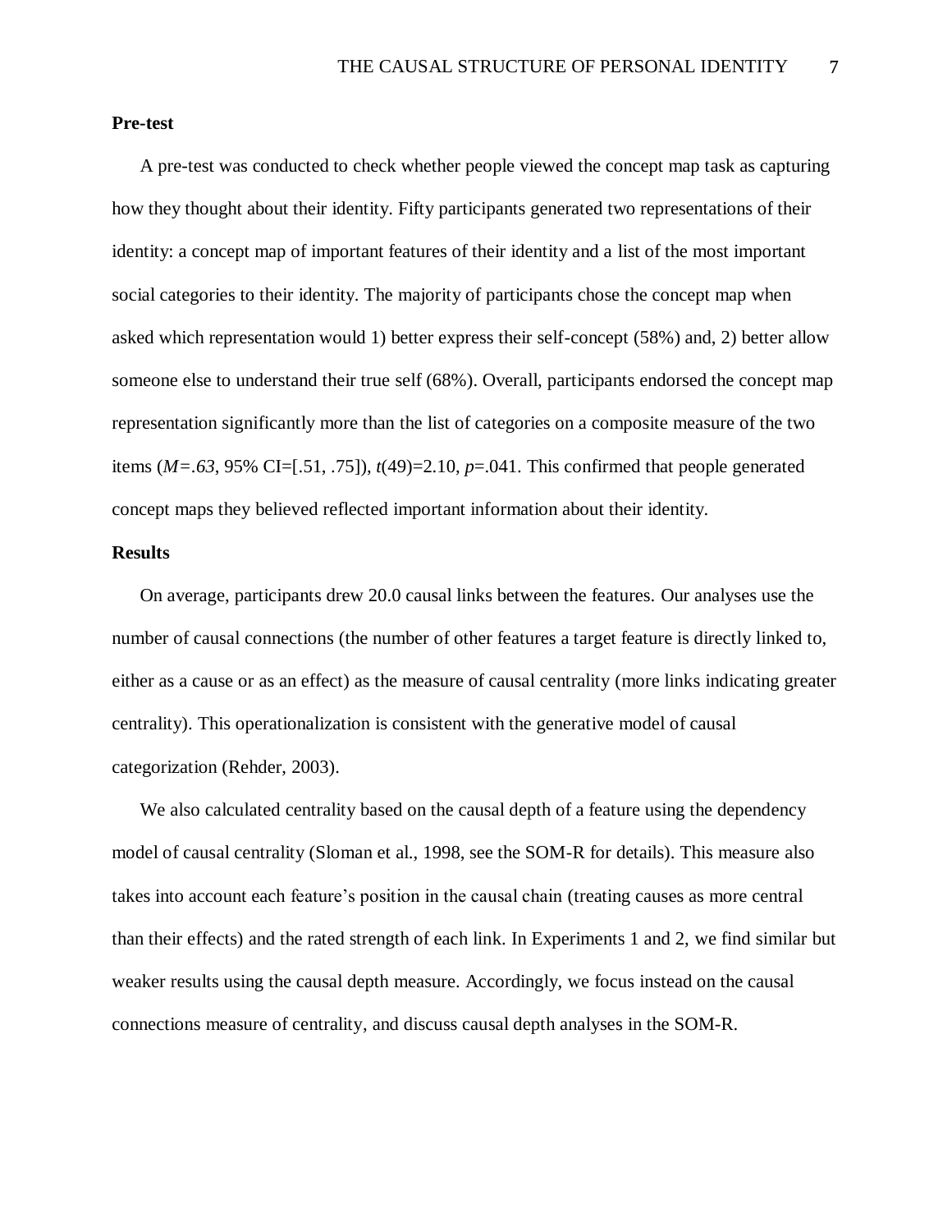**Pre-test**

A pre-test was conducted to check whether people viewed the concept map task as capturing how they thought about their identity. Fifty participants generated two representations of their identity: a concept map of important features of their identity and a list of the most important social categories to their identity. The majority of participants chose the concept map when asked which representation would 1) better express their self-concept (58%) and, 2) better allow someone else to understand their true self (68%). Overall, participants endorsed the concept map representation significantly more than the list of categories on a composite measure of the two items ($M=.63$, 95% CI=[.51, .75]), $t(49)=2.10$, $p=.041$. This confirmed that people generated concept maps they believed reflected important information about their identity.

**Results**

On average, participants drew 20.0 causal links between the features. Our analyses use the number of causal connections (the number of other features a target feature is directly linked to, either as a cause or as an effect) as the measure of causal centrality (more links indicating greater centrality). This operationalization is consistent with the generative model of causal categorization (Rehder, 2003).

We also calculated centrality based on the causal depth of a feature using the dependency model of causal centrality (Sloman et al., 1998, see the SOM-R for details). This measure also takes into account each feature's position in the causal chain (treating causes as more central than their effects) and the rated strength of each link. In Experiments 1 and 2, we find similar but weaker results using the causal depth measure. Accordingly, we focus instead on the causal connections measure of centrality, and discuss causal depth analyses in the SOM-R.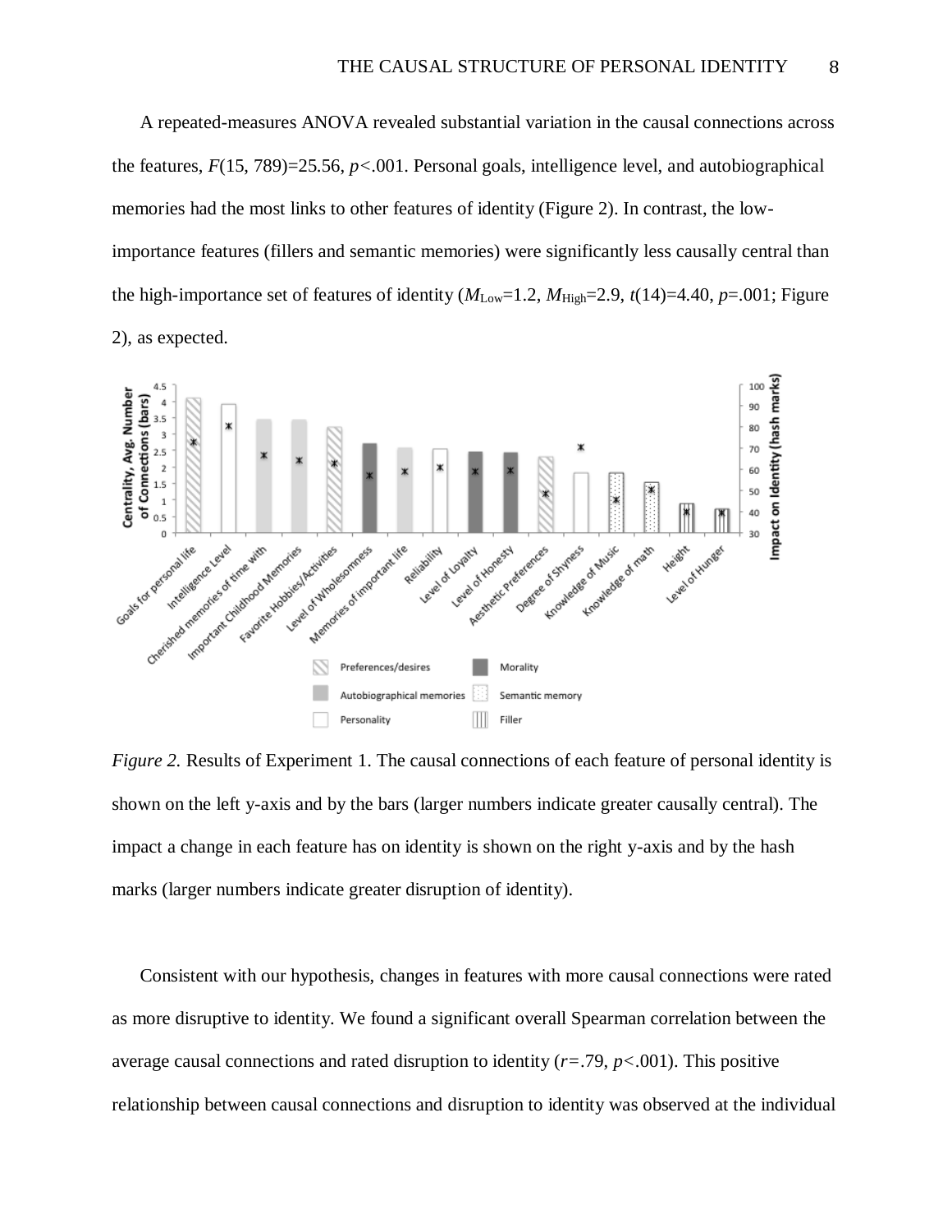A repeated-measures ANOVA revealed substantial variation in the causal connections across the features, $F(15, 789)=25.56$, $p<.001$. Personal goals, intelligence level, and autobiographical memories had the most links to other features of identity (Figure 2). In contrast, the low-importance features (fillers and semantic memories) were significantly less causally central than the high-importance set of features of identity ($M_{\text{Low}}=1.2$, $M_{\text{High}}=2.9$, $t(14)=4.40$, $p=.001$; Figure 2), as expected.

*Figure 2.* Results of Experiment 1. The causal connections of each feature of personal identity is shown on the left y-axis and by the bars (larger numbers indicate greater causally central). The impact a change in each feature has on identity is shown on the right y-axis and by the hash marks (larger numbers indicate greater disruption of identity).

Consistent with our hypothesis, changes in features with more causal connections were rated as more disruptive to identity. We found a significant overall Spearman correlation between the average causal connections and rated disruption to identity ($r=.79$, $p<.001$). This positive relationship between causal connections and disruption to identity was observed at the individual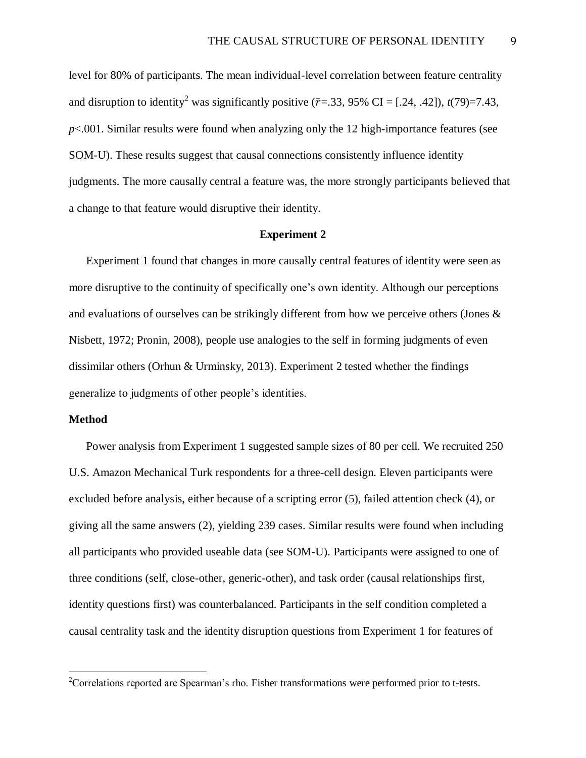level for 80% of participants. The mean individual-level correlation between feature centrality and disruption to identity[2] was significantly positive ($\bar{r}$=.33, 95% CI = [.24, .42]), $t(79)=7.43$, $p<.001$. Similar results were found when analyzing only the 12 high-importance features (see SOM-U). These results suggest that causal connections consistently influence identity judgments. The more causally central a feature was, the more strongly participants believed that a change to that feature would disruptive their identity.

## Experiment 2

Experiment 1 found that changes in more causally central features of identity were seen as more disruptive to the continuity of specifically one's own identity. Although our perceptions and evaluations of ourselves can be strikingly different from how we perceive others (Jones & Nisbett, 1972; Pronin, 2008), people use analogies to the self in forming judgments of even dissimilar others (Orhun & Urminsky, 2013). Experiment 2 tested whether the findings generalize to judgments of other people's identities.

### Method

Power analysis from Experiment 1 suggested sample sizes of 80 per cell. We recruited 250 U.S. Amazon Mechanical Turk respondents for a three-cell design. Eleven participants were excluded before analysis, either because of a scripting error (5), failed attention check (4), or giving all the same answers (2), yielding 239 cases. Similar results were found when including all participants who provided useable data (see SOM-U). Participants were assigned to one of three conditions (self, close-other, generic-other), and task order (causal relationships first, identity questions first) was counterbalanced. Participants in the self condition completed a causal centrality task and the identity disruption questions from Experiment 1 for features of

[2]Correlations reported are Spearman's rho. Fisher transformations were performed prior to t-tests.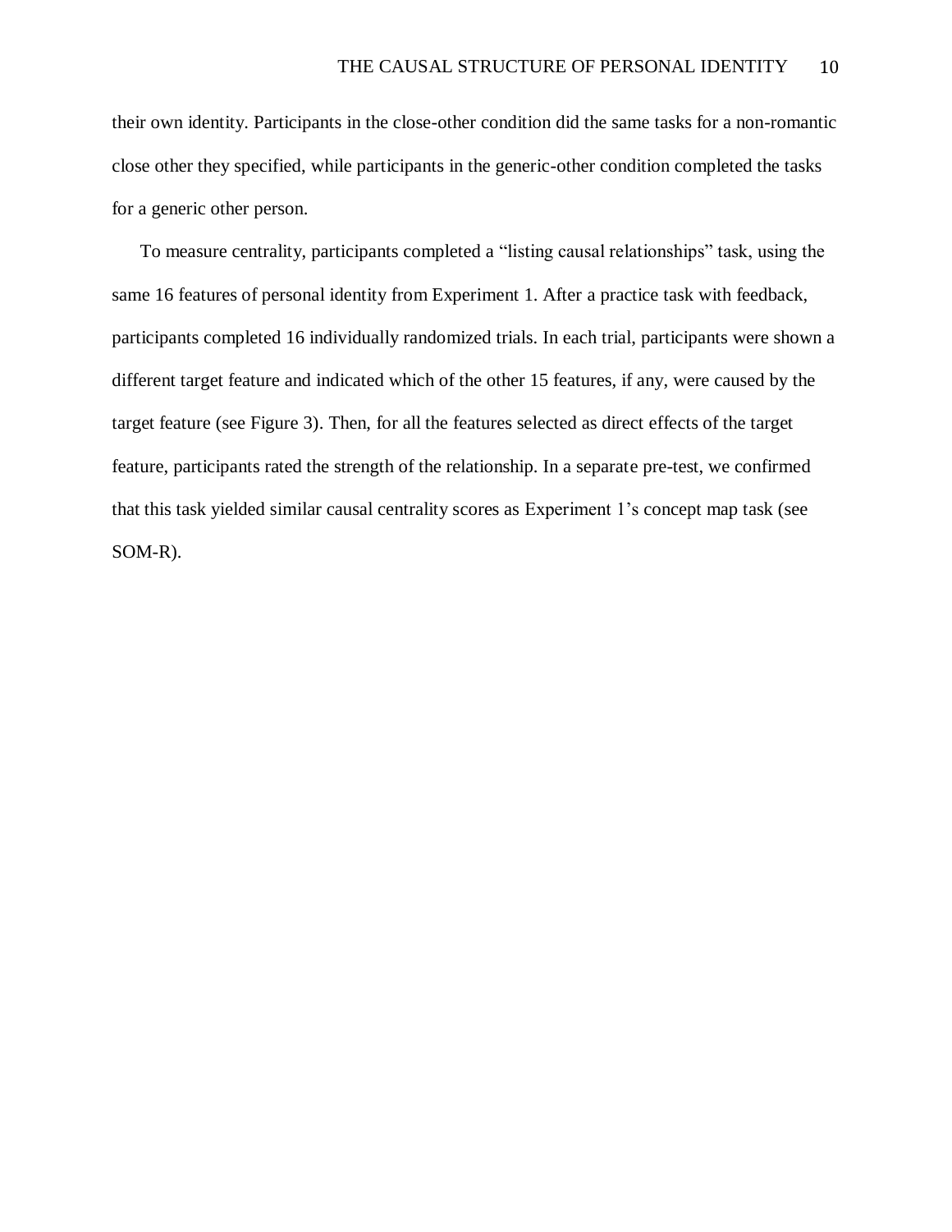their own identity. Participants in the close-other condition did the same tasks for a non-romantic close other they specified, while participants in the generic-other condition completed the tasks for a generic other person.

To measure centrality, participants completed a "listing causal relationships" task, using the same 16 features of personal identity from Experiment 1. After a practice task with feedback, participants completed 16 individually randomized trials. In each trial, participants were shown a different target feature and indicated which of the other 15 features, if any, were caused by the target feature (see Figure 3). Then, for all the features selected as direct effects of the target feature, participants rated the strength of the relationship. In a separate pre-test, we confirmed that this task yielded similar causal centrality scores as Experiment 1's concept map task (see SOM-R).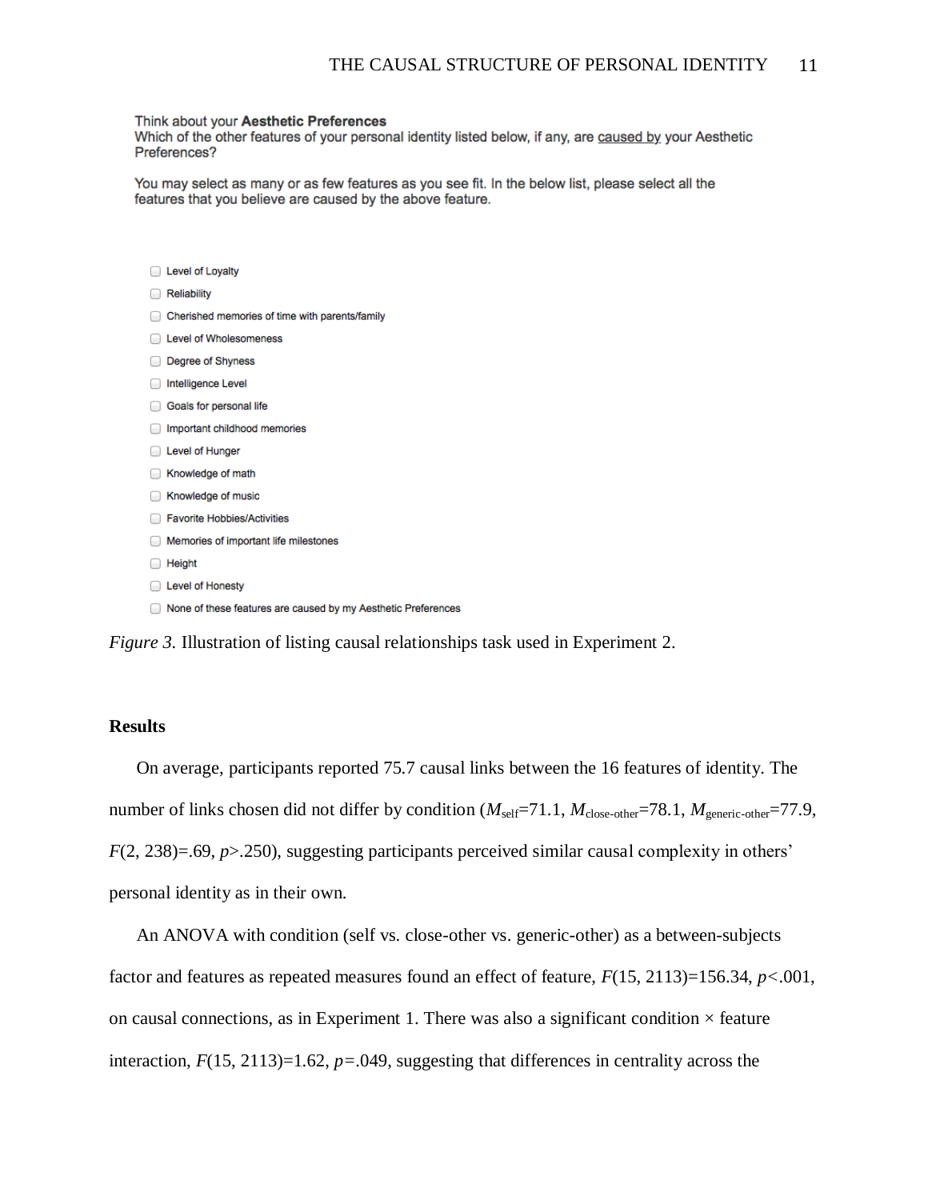Think about your **Aesthetic Preferences**
Which of the other features of your personal identity listed below, if any, are caused by your Aesthetic Preferences?

You may select as many or as few features as you see fit. In the below list, please select all the features that you believe are caused by the above feature.

- ☐ Level of Loyalty
- ☐ Reliability
- ☐ Cherished memories of time with parents/family
- ☐ Level of Wholesomeness
- ☐ Degree of Shyness
- ☐ Intelligence Level
- ☐ Goals for personal life
- ☐ Important childhood memories
- ☐ Level of Hunger
- ☐ Knowledge of math
- ☐ Knowledge of music
- ☐ Favorite Hobbies/Activities
- ☐ Memories of important life milestones
- ☐ Height
- ☐ Level of Honesty
- ☐ None of these features are caused by my Aesthetic Preferences

*Figure 3.* Illustration of listing causal relationships task used in Experiment 2.

**Results**

On average, participants reported 75.7 causal links between the 16 features of identity. The number of links chosen did not differ by condition ($M_{self}$=71.1, $M_{close\text{-}other}$=78.1, $M_{generic\text{-}other}$=77.9, $F(2, 238)$=.69, $p$>.250), suggesting participants perceived similar causal complexity in others' personal identity as in their own.

An ANOVA with condition (self vs. close-other vs. generic-other) as a between-subjects factor and features as repeated measures found an effect of feature, $F(15, 2113)$=156.34, $p$<.001, on causal connections, as in Experiment 1. There was also a significant condition × feature interaction, $F(15, 2113)$=1.62, $p$=.049, suggesting that differences in centrality across the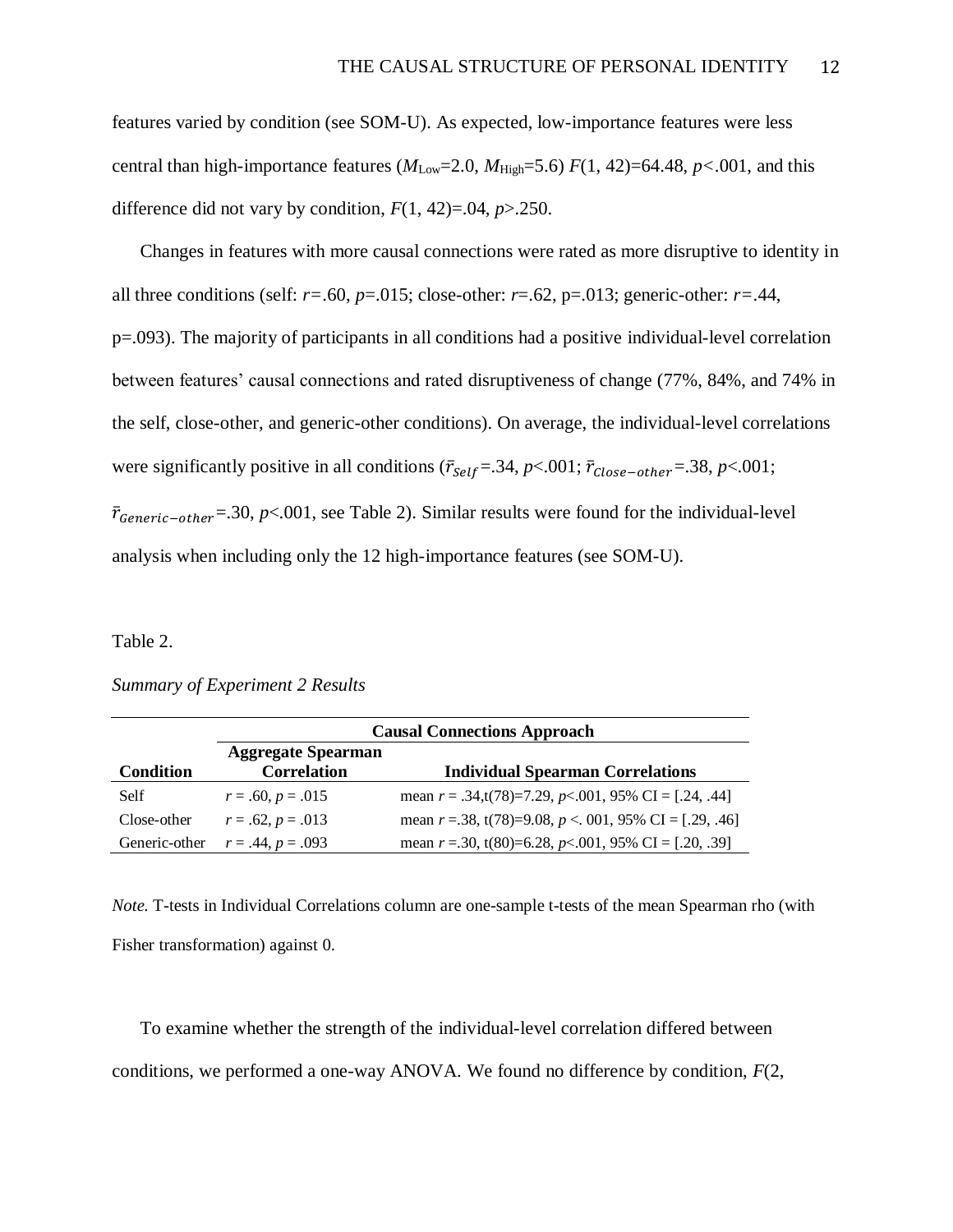features varied by condition (see SOM-U). As expected, low-importance features were less central than high-importance features ($M_{Low}$=2.0, $M_{High}$=5.6) $F(1, 42)$=64.48, $p$<.001, and this difference did not vary by condition, $F(1, 42)$=.04, $p$>.250.

Changes in features with more causal connections were rated as more disruptive to identity in all three conditions (self: $r$=.60, $p$=.015; close-other: $r$=.62, p=.013; generic-other: $r$=.44, p=.093). The majority of participants in all conditions had a positive individual-level correlation between features' causal connections and rated disruptiveness of change (77%, 84%, and 74% in the self, close-other, and generic-other conditions). On average, the individual-level correlations were significantly positive in all conditions ($\bar{r}_{Self}$=.34, $p$<.001; $\bar{r}_{Close-other}$=.38, $p$<.001; $\bar{r}_{Generic-other}$=.30, $p$<.001, see Table 2). Similar results were found for the individual-level analysis when including only the 12 high-importance features (see SOM-U).

Table 2.

*Summary of Experiment 2 Results*

| | **Causal Connections Approach** | |
|---|---|---|
| **Condition** | **Aggregate Spearman Correlation** | **Individual Spearman Correlations** |
| Self | $r$ = .60, $p$ = .015 | mean $r$ = .34,t(78)=7.29, $p$<.001, 95% CI = [.24, .44] |
| Close-other | $r$ = .62, $p$ = .013 | mean $r$ =.38, t(78)=9.08, $p$ <. 001, 95% CI = [.29, .46] |
| Generic-other | $r$ = .44, $p$ = .093 | mean $r$ =.30, t(80)=6.28, $p$<.001, 95% CI = [.20, .39] |

*Note.* T-tests in Individual Correlations column are one-sample t-tests of the mean Spearman rho (with Fisher transformation) against 0.

To examine whether the strength of the individual-level correlation differed between conditions, we performed a one-way ANOVA. We found no difference by condition, $F$(2,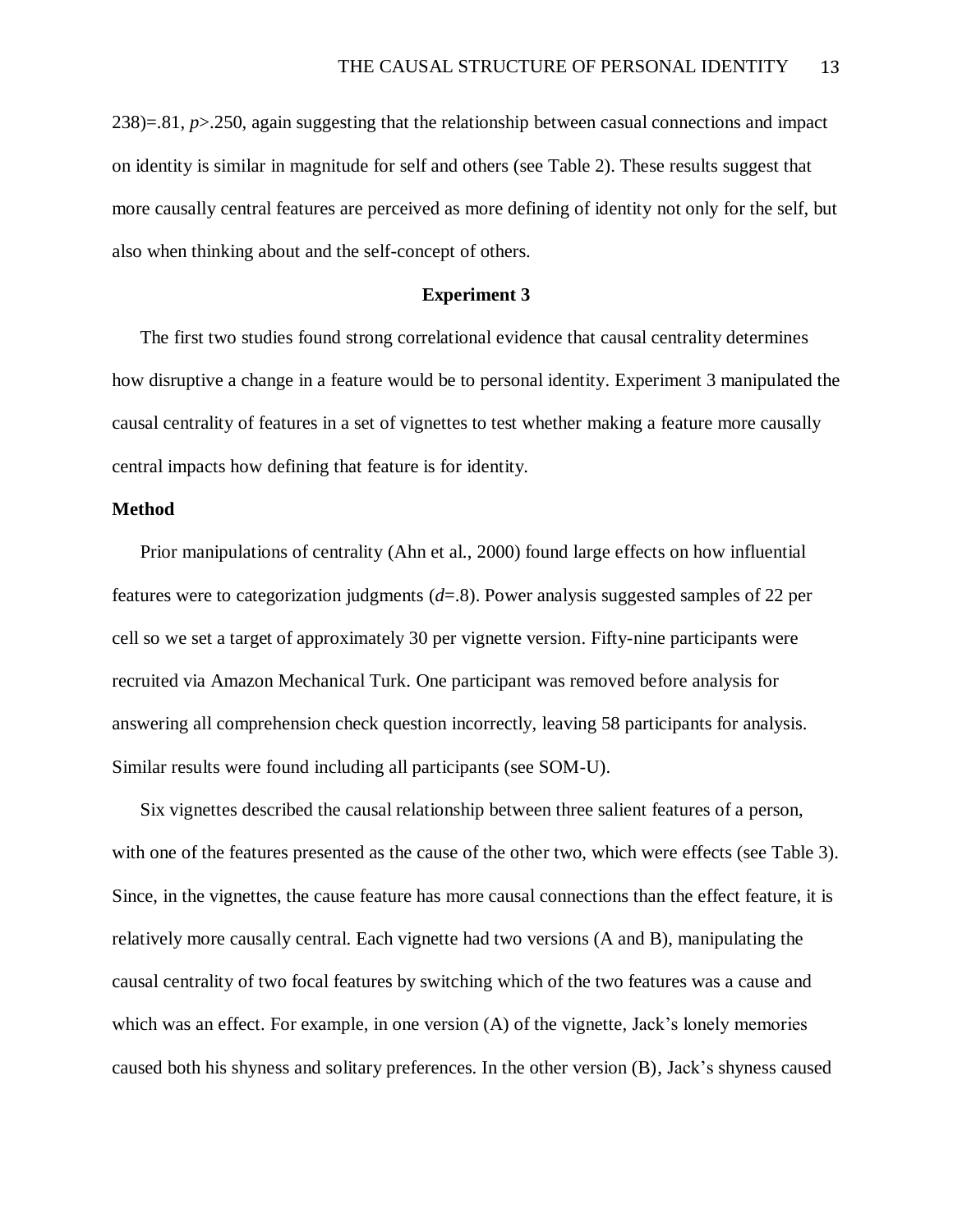238)=.81, $p>.250$, again suggesting that the relationship between casual connections and impact on identity is similar in magnitude for self and others (see Table 2). These results suggest that more causally central features are perceived as more defining of identity not only for the self, but also when thinking about and the self-concept of others.

## Experiment 3

The first two studies found strong correlational evidence that causal centrality determines how disruptive a change in a feature would be to personal identity. Experiment 3 manipulated the causal centrality of features in a set of vignettes to test whether making a feature more causally central impacts how defining that feature is for identity.

### Method

Prior manipulations of centrality (Ahn et al., 2000) found large effects on how influential features were to categorization judgments ($d=.8$). Power analysis suggested samples of 22 per cell so we set a target of approximately 30 per vignette version. Fifty-nine participants were recruited via Amazon Mechanical Turk. One participant was removed before analysis for answering all comprehension check question incorrectly, leaving 58 participants for analysis. Similar results were found including all participants (see SOM-U).

Six vignettes described the causal relationship between three salient features of a person, with one of the features presented as the cause of the other two, which were effects (see Table 3). Since, in the vignettes, the cause feature has more causal connections than the effect feature, it is relatively more causally central. Each vignette had two versions (A and B), manipulating the causal centrality of two focal features by switching which of the two features was a cause and which was an effect. For example, in one version (A) of the vignette, Jack's lonely memories caused both his shyness and solitary preferences. In the other version (B), Jack's shyness caused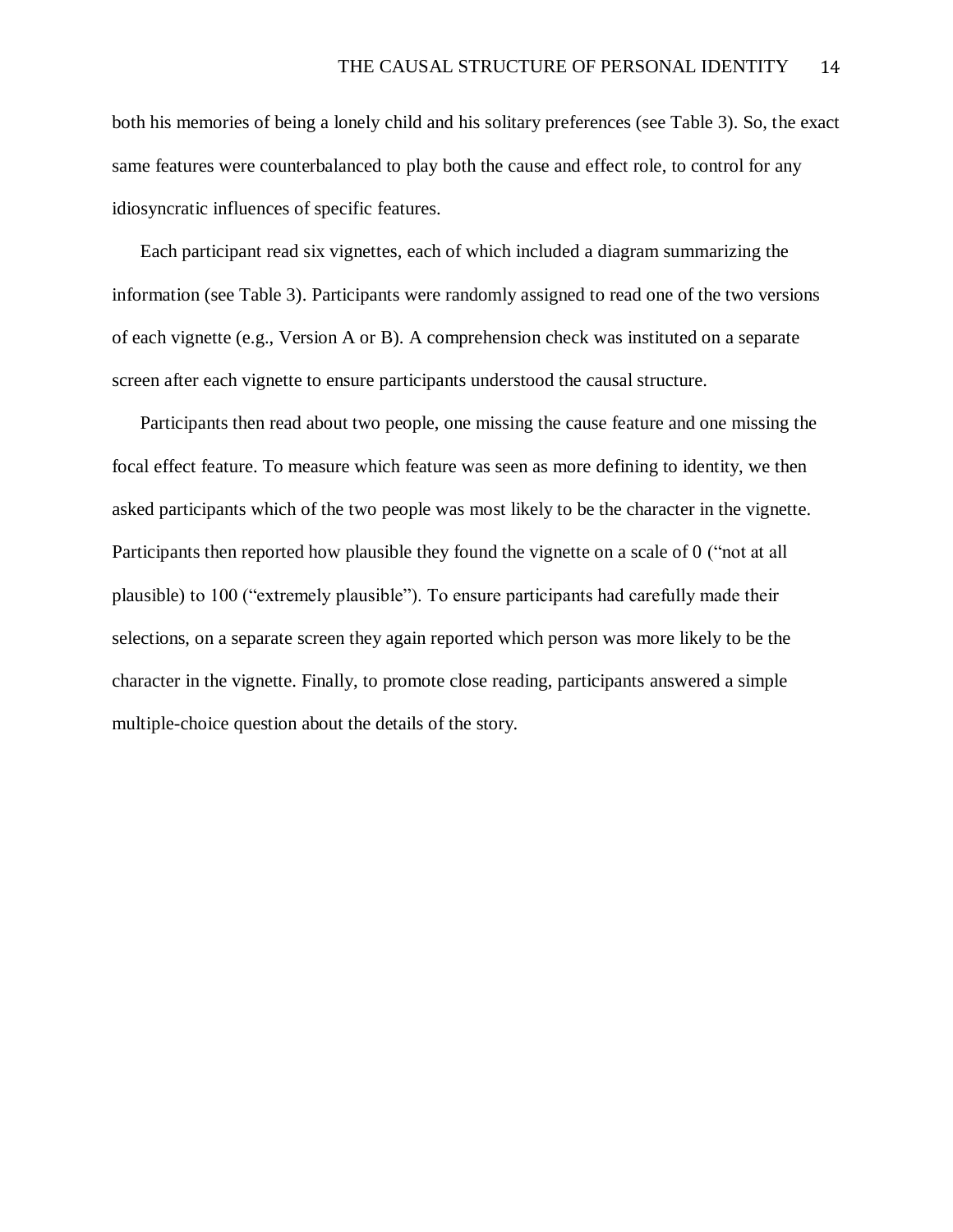both his memories of being a lonely child and his solitary preferences (see Table 3). So, the exact same features were counterbalanced to play both the cause and effect role, to control for any idiosyncratic influences of specific features.

Each participant read six vignettes, each of which included a diagram summarizing the information (see Table 3). Participants were randomly assigned to read one of the two versions of each vignette (e.g., Version A or B). A comprehension check was instituted on a separate screen after each vignette to ensure participants understood the causal structure.

Participants then read about two people, one missing the cause feature and one missing the focal effect feature. To measure which feature was seen as more defining to identity, we then asked participants which of the two people was most likely to be the character in the vignette. Participants then reported how plausible they found the vignette on a scale of 0 ("not at all plausible) to 100 ("extremely plausible"). To ensure participants had carefully made their selections, on a separate screen they again reported which person was more likely to be the character in the vignette. Finally, to promote close reading, participants answered a simple multiple-choice question about the details of the story.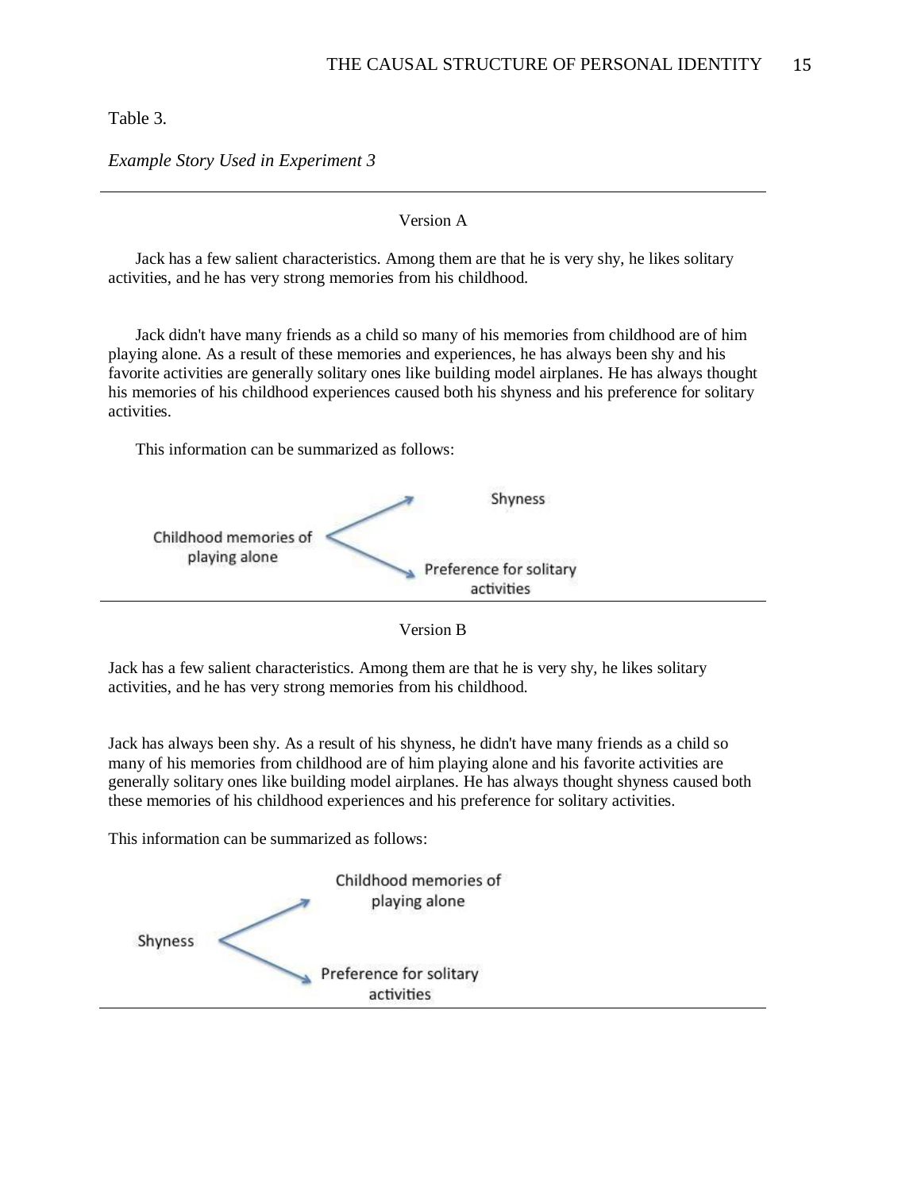Table 3.

*Example Story Used in Experiment 3*

Version A

Jack has a few salient characteristics. Among them are that he is very shy, he likes solitary activities, and he has very strong memories from his childhood.

Jack didn't have many friends as a child so many of his memories from childhood are of him playing alone. As a result of these memories and experiences, he has always been shy and his favorite activities are generally solitary ones like building model airplanes. He has always thought his memories of his childhood experiences caused both his shyness and his preference for solitary activities.

This information can be summarized as follows:

Childhood memories of playing alone → Shyness
Childhood memories of playing alone → Preference for solitary activities

Version B

Jack has a few salient characteristics. Among them are that he is very shy, he likes solitary activities, and he has very strong memories from his childhood.

Jack has always been shy. As a result of his shyness, he didn't have many friends as a child so many of his memories from childhood are of him playing alone and his favorite activities are generally solitary ones like building model airplanes. He has always thought shyness caused both these memories of his childhood experiences and his preference for solitary activities.

This information can be summarized as follows:

Shyness → Childhood memories of playing alone
Shyness → Preference for solitary activities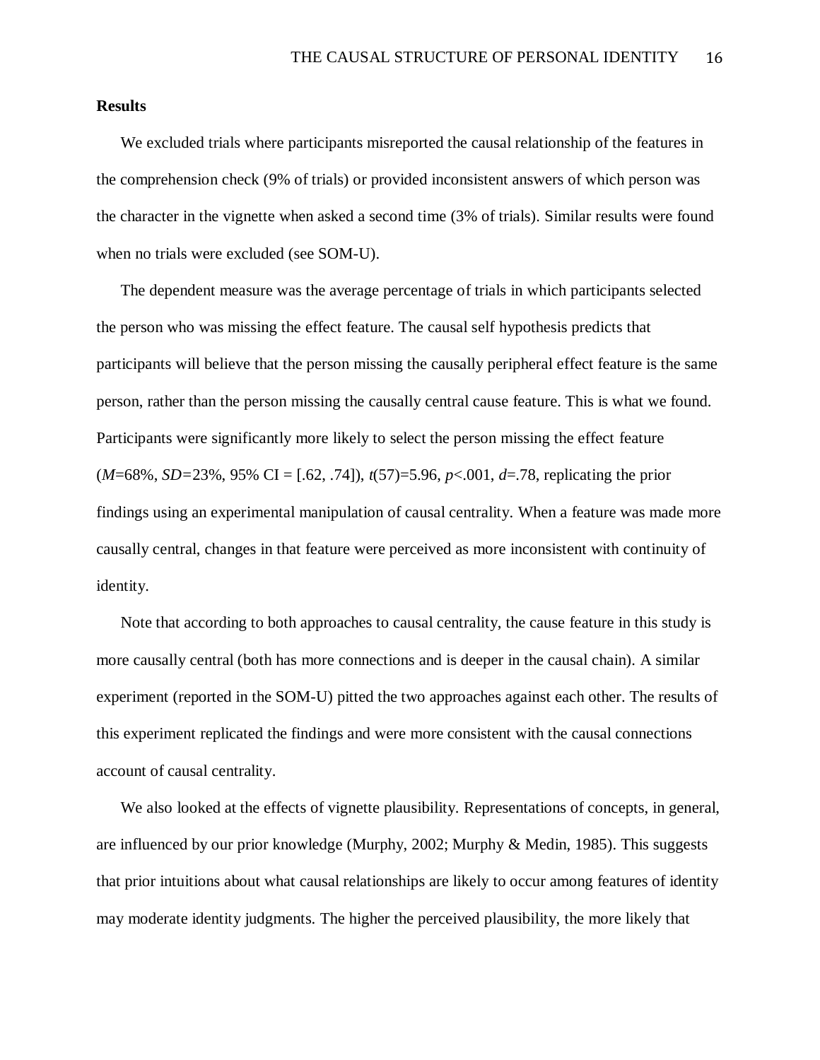**Results**

We excluded trials where participants misreported the causal relationship of the features in the comprehension check (9% of trials) or provided inconsistent answers of which person was the character in the vignette when asked a second time (3% of trials). Similar results were found when no trials were excluded (see SOM-U).

The dependent measure was the average percentage of trials in which participants selected the person who was missing the effect feature. The causal self hypothesis predicts that participants will believe that the person missing the causally peripheral effect feature is the same person, rather than the person missing the causally central cause feature. This is what we found. Participants were significantly more likely to select the person missing the effect feature ($M$=68%, $SD$=23%, 95% CI = [.62, .74]), $t(57)=5.96$, $p<.001$, $d=.78$, replicating the prior findings using an experimental manipulation of causal centrality. When a feature was made more causally central, changes in that feature were perceived as more inconsistent with continuity of identity.

Note that according to both approaches to causal centrality, the cause feature in this study is more causally central (both has more connections and is deeper in the causal chain). A similar experiment (reported in the SOM-U) pitted the two approaches against each other. The results of this experiment replicated the findings and were more consistent with the causal connections account of causal centrality.

We also looked at the effects of vignette plausibility. Representations of concepts, in general, are influenced by our prior knowledge (Murphy, 2002; Murphy & Medin, 1985). This suggests that prior intuitions about what causal relationships are likely to occur among features of identity may moderate identity judgments. The higher the perceived plausibility, the more likely that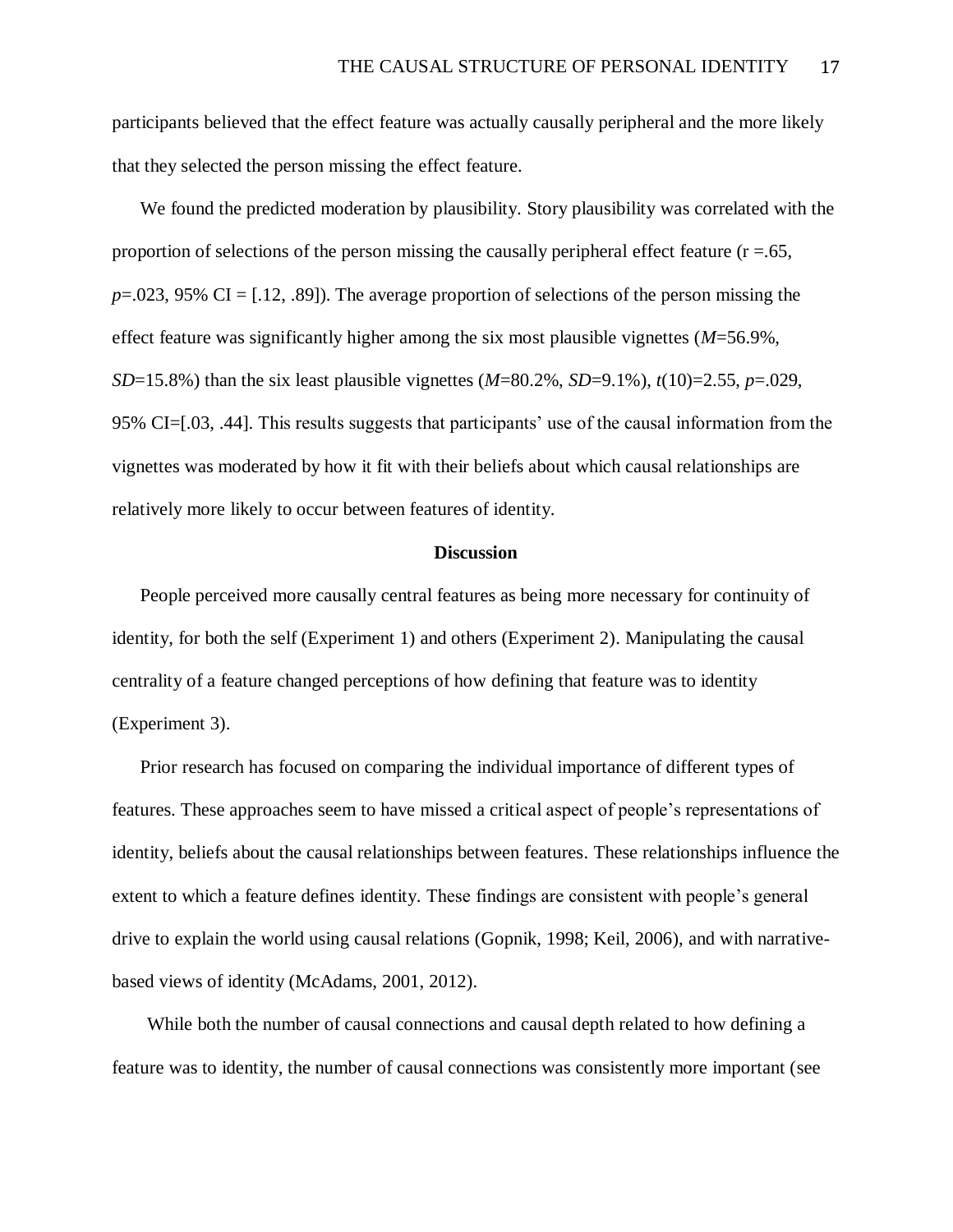participants believed that the effect feature was actually causally peripheral and the more likely that they selected the person missing the effect feature.

We found the predicted moderation by plausibility. Story plausibility was correlated with the proportion of selections of the person missing the causally peripheral effect feature ($r = .65$, $p = .023$, 95% CI = [.12, .89]). The average proportion of selections of the person missing the effect feature was significantly higher among the six most plausible vignettes ($M = 56.9\%$, $SD = 15.8\%$) than the six least plausible vignettes ($M = 80.2\%$, $SD = 9.1\%$), $t(10) = 2.55$, $p = .029$, 95% CI=[.03, .44]. This results suggests that participants' use of the causal information from the vignettes was moderated by how it fit with their beliefs about which causal relationships are relatively more likely to occur between features of identity.

## Discussion

People perceived more causally central features as being more necessary for continuity of identity, for both the self (Experiment 1) and others (Experiment 2). Manipulating the causal centrality of a feature changed perceptions of how defining that feature was to identity (Experiment 3).

Prior research has focused on comparing the individual importance of different types of features. These approaches seem to have missed a critical aspect of people's representations of identity, beliefs about the causal relationships between features. These relationships influence the extent to which a feature defines identity. These findings are consistent with people's general drive to explain the world using causal relations (Gopnik, 1998; Keil, 2006), and with narrative-based views of identity (McAdams, 2001, 2012).

While both the number of causal connections and causal depth related to how defining a feature was to identity, the number of causal connections was consistently more important (see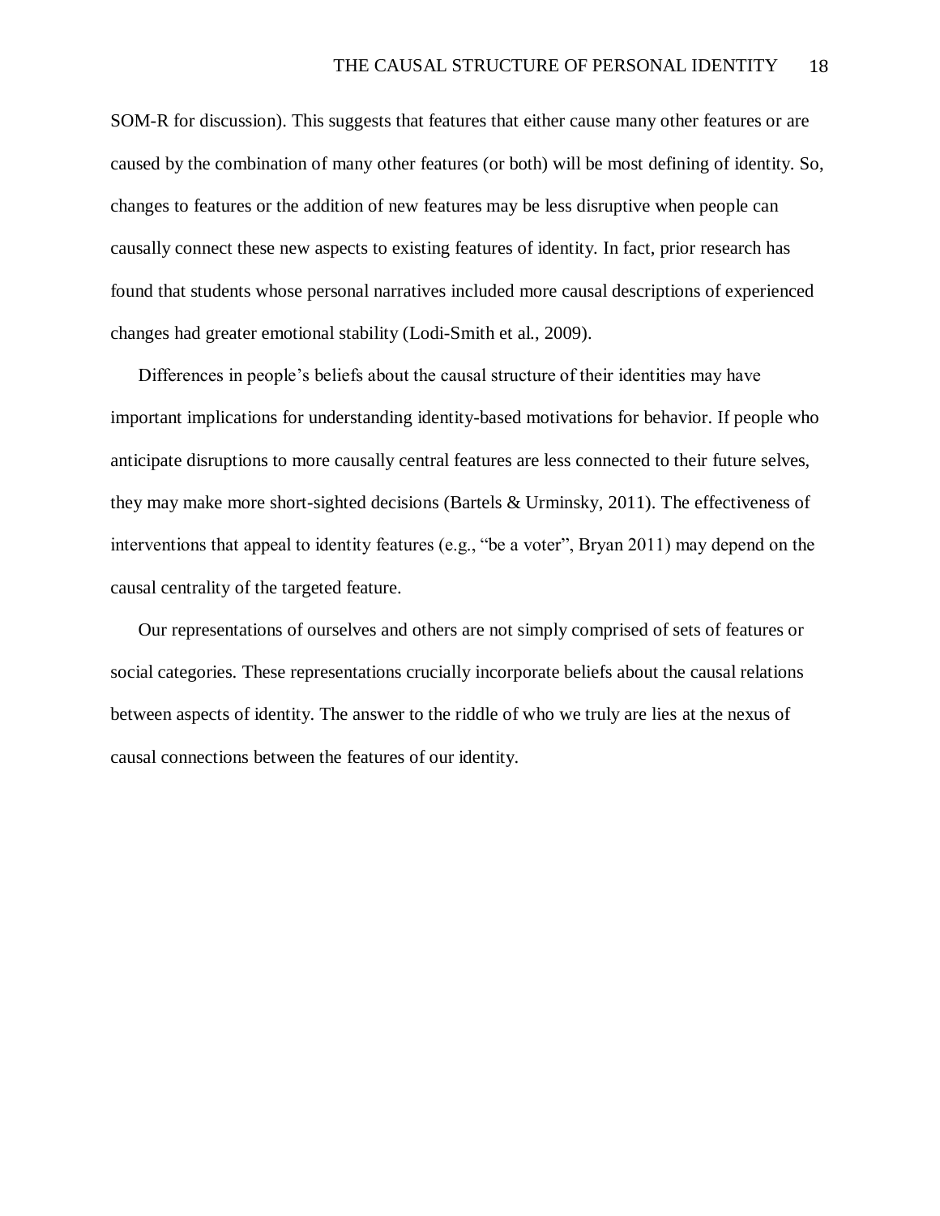SOM-R for discussion). This suggests that features that either cause many other features or are caused by the combination of many other features (or both) will be most defining of identity. So, changes to features or the addition of new features may be less disruptive when people can causally connect these new aspects to existing features of identity. In fact, prior research has found that students whose personal narratives included more causal descriptions of experienced changes had greater emotional stability (Lodi-Smith et al., 2009).

Differences in people's beliefs about the causal structure of their identities may have important implications for understanding identity-based motivations for behavior. If people who anticipate disruptions to more causally central features are less connected to their future selves, they may make more short-sighted decisions (Bartels & Urminsky, 2011). The effectiveness of interventions that appeal to identity features (e.g., "be a voter", Bryan 2011) may depend on the causal centrality of the targeted feature.

Our representations of ourselves and others are not simply comprised of sets of features or social categories. These representations crucially incorporate beliefs about the causal relations between aspects of identity. The answer to the riddle of who we truly are lies at the nexus of causal connections between the features of our identity.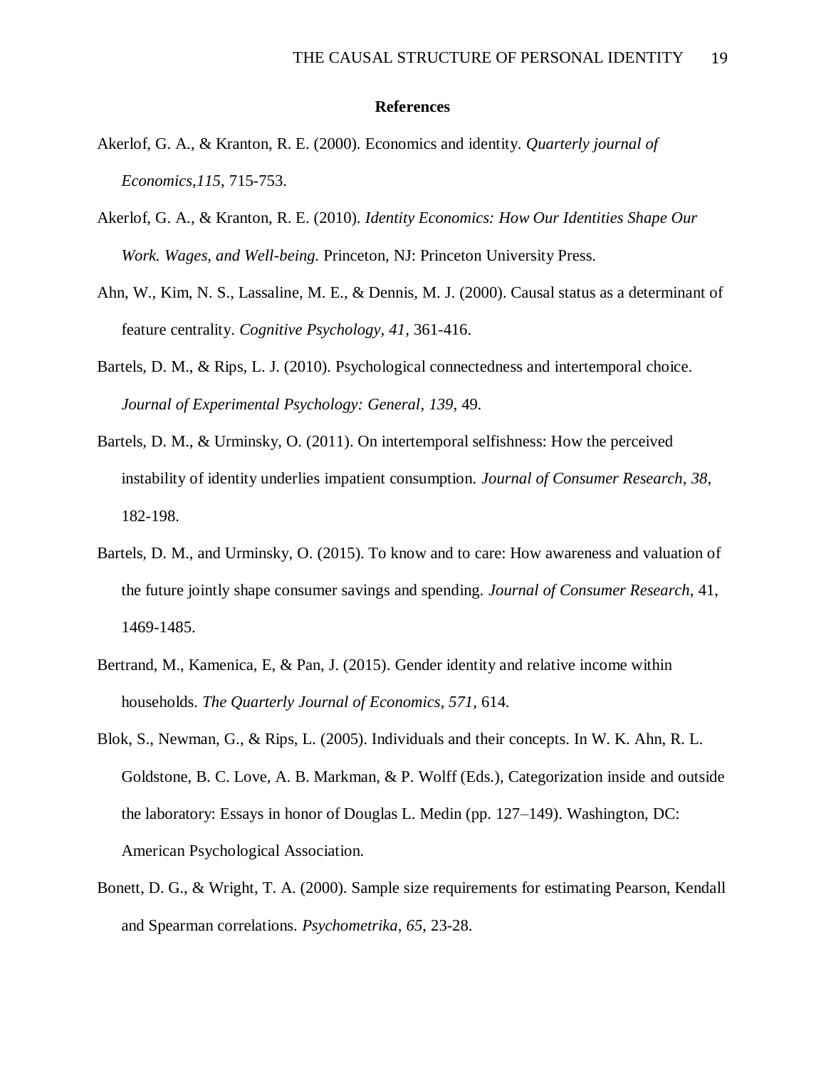## References

Akerlof, G. A., & Kranton, R. E. (2000). Economics and identity. *Quarterly journal of Economics*,*115*, 715-753.

Akerlof, G. A., & Kranton, R. E. (2010). *Identity Economics: How Our Identities Shape Our Work. Wages, and Well-being.* Princeton, NJ: Princeton University Press.

Ahn, W., Kim, N. S., Lassaline, M. E., & Dennis, M. J. (2000). Causal status as a determinant of feature centrality. *Cognitive Psychology, 41*, 361-416.

Bartels, D. M., & Rips, L. J. (2010). Psychological connectedness and intertemporal choice. *Journal of Experimental Psychology: General*, *139*, 49.

Bartels, D. M., & Urminsky, O. (2011). On intertemporal selfishness: How the perceived instability of identity underlies impatient consumption. *Journal of Consumer Research*, *38*, 182-198.

Bartels, D. M., and Urminsky, O. (2015). To know and to care: How awareness and valuation of the future jointly shape consumer savings and spending. *Journal of Consumer Research*, 41, 1469-1485.

Bertrand, M., Kamenica, E, & Pan, J. (2015). Gender identity and relative income within households. *The Quarterly Journal of Economics*, *571*, 614.

Blok, S., Newman, G., & Rips, L. (2005). Individuals and their concepts. In W. K. Ahn, R. L. Goldstone, B. C. Love, A. B. Markman, & P. Wolff (Eds.), Categorization inside and outside the laboratory: Essays in honor of Douglas L. Medin (pp. 127–149). Washington, DC: American Psychological Association.

Bonett, D. G., & Wright, T. A. (2000). Sample size requirements for estimating Pearson, Kendall and Spearman correlations. *Psychometrika*, *65*, 23-28.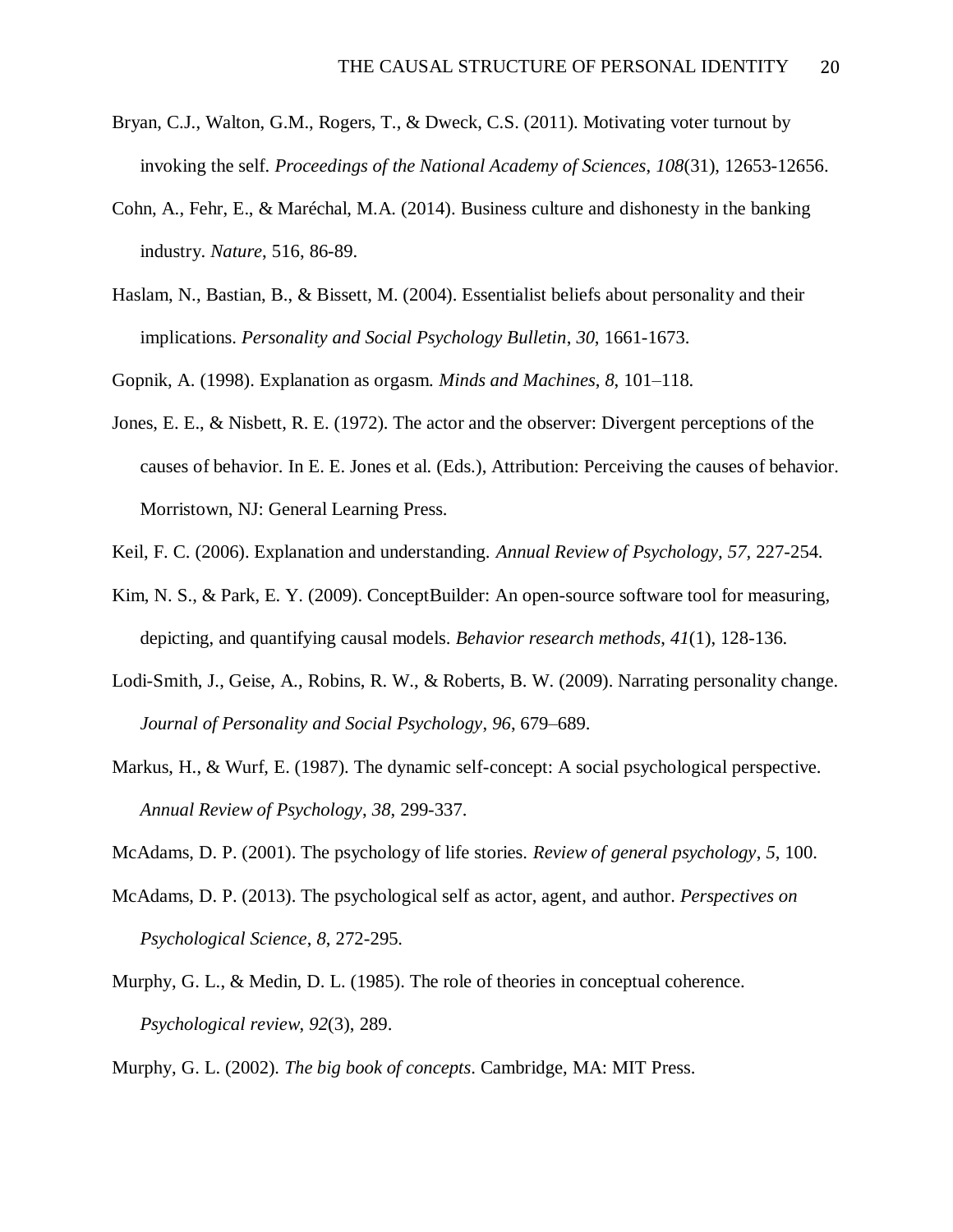Bryan, C.J., Walton, G.M., Rogers, T., & Dweck, C.S. (2011). Motivating voter turnout by invoking the self. *Proceedings of the National Academy of Sciences*, *108*(31), 12653-12656.

Cohn, A., Fehr, E., & Maréchal, M.A. (2014). Business culture and dishonesty in the banking industry. *Nature*, 516, 86-89.

Haslam, N., Bastian, B., & Bissett, M. (2004). Essentialist beliefs about personality and their implications. *Personality and Social Psychology Bulletin*, *30*, 1661-1673.

Gopnik, A. (1998). Explanation as orgasm. *Minds and Machines*, *8*, 101–118.

Jones, E. E., & Nisbett, R. E. (1972). The actor and the observer: Divergent perceptions of the causes of behavior. In E. E. Jones et al. (Eds.), Attribution: Perceiving the causes of behavior. Morristown, NJ: General Learning Press.

Keil, F. C. (2006). Explanation and understanding. *Annual Review of Psychology, 57,* 227-254.

Kim, N. S., & Park, E. Y. (2009). ConceptBuilder: An open-source software tool for measuring, depicting, and quantifying causal models. *Behavior research methods, 41*(1), 128-136.

Lodi-Smith, J., Geise, A., Robins, R. W., & Roberts, B. W. (2009). Narrating personality change. *Journal of Personality and Social Psychology*, *96*, 679–689.

Markus, H., & Wurf, E. (1987). The dynamic self-concept: A social psychological perspective. *Annual Review of Psychology*, *38*, 299-337.

McAdams, D. P. (2001). The psychology of life stories. *Review of general psychology*, *5*, 100.

McAdams, D. P. (2013). The psychological self as actor, agent, and author. *Perspectives on Psychological Science*, *8*, 272-295.

Murphy, G. L., & Medin, D. L. (1985). The role of theories in conceptual coherence. *Psychological review*, *92*(3), 289.

Murphy, G. L. (2002). *The big book of concepts*. Cambridge, MA: MIT Press.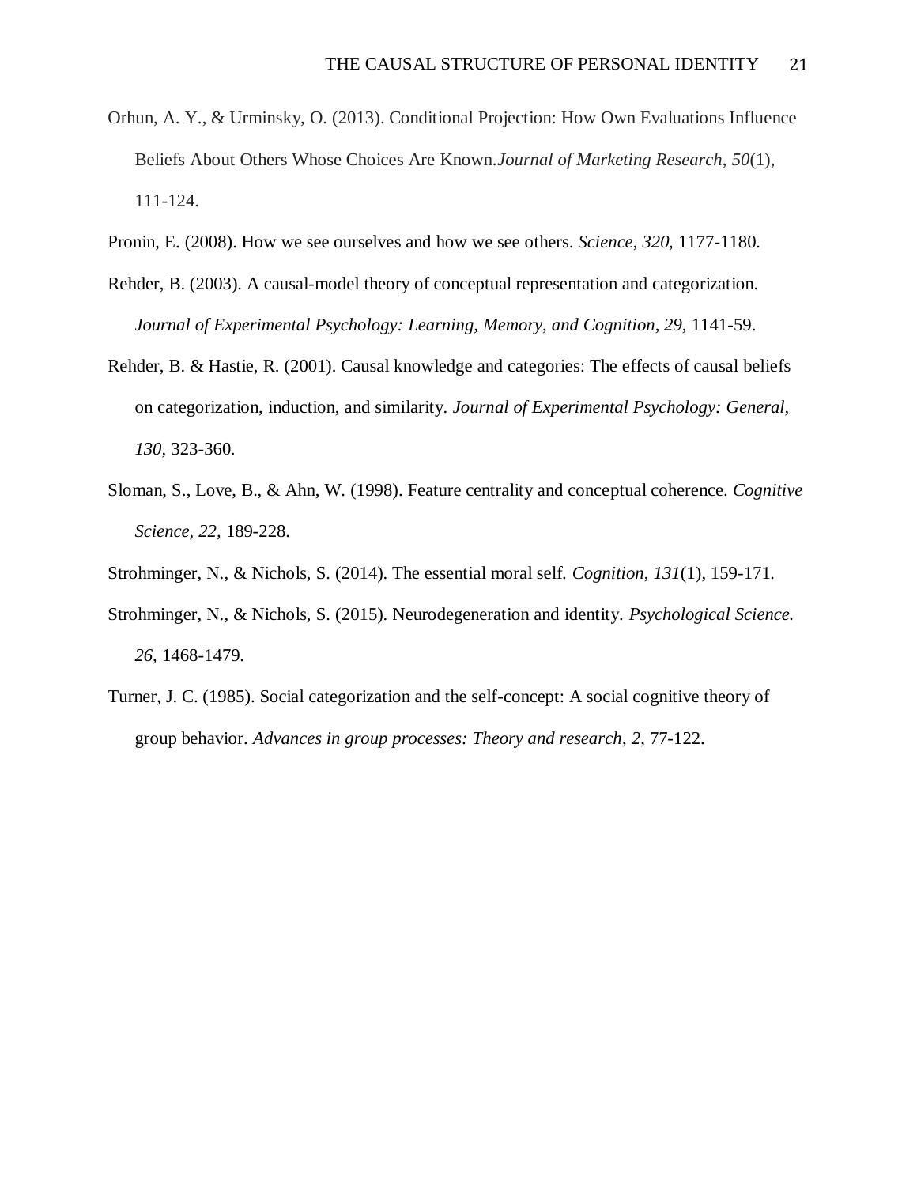Orhun, A. Y., & Urminsky, O. (2013). Conditional Projection: How Own Evaluations Influence Beliefs About Others Whose Choices Are Known.*Journal of Marketing Research*, *50*(1), 111-124.

Pronin, E. (2008). How we see ourselves and how we see others. *Science*, *320*, 1177-1180.

Rehder, B. (2003). A causal-model theory of conceptual representation and categorization. *Journal of Experimental Psychology: Learning, Memory, and Cognition, 29,* 1141-59.

Rehder, B. & Hastie, R. (2001). Causal knowledge and categories: The effects of causal beliefs on categorization, induction, and similarity. *Journal of Experimental Psychology: General*, *130*, 323-360.

Sloman, S., Love, B., & Ahn, W. (1998). Feature centrality and conceptual coherence. *Cognitive Science*, *22,* 189-228.

Strohminger, N., & Nichols, S. (2014). The essential moral self. *Cognition*, *131*(1), 159-171.

Strohminger, N., & Nichols, S. (2015). Neurodegeneration and identity. *Psychological Science. 26*, 1468-1479.

Turner, J. C. (1985). Social categorization and the self-concept: A social cognitive theory of group behavior. *Advances in group processes: Theory and research*, *2*, 77-122.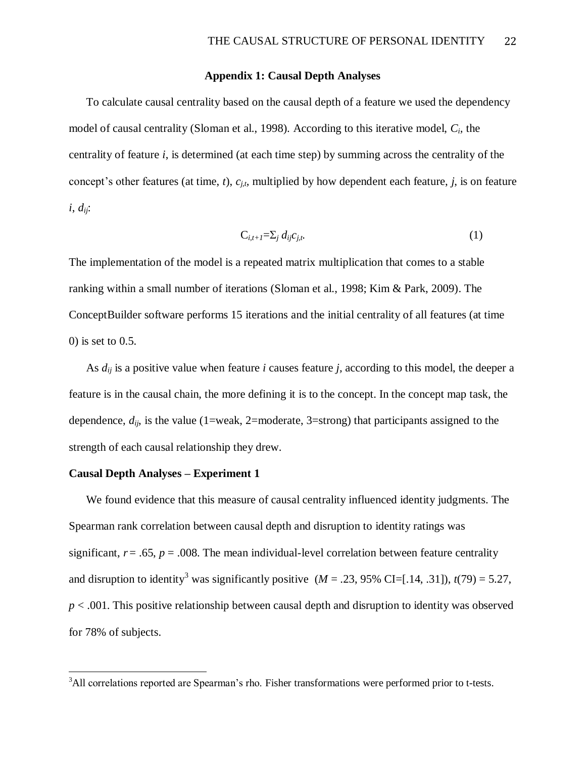## Appendix 1: Causal Depth Analyses

To calculate causal centrality based on the causal depth of a feature we used the dependency model of causal centrality (Sloman et al., 1998). According to this iterative model, $C_i$, the centrality of feature $i$, is determined (at each time step) by summing across the centrality of the concept's other features (at time, $t$), $c_{j,t}$, multiplied by how dependent each feature, $j$, is on feature $i$, $d_{ij}$:

$$C_{i,t+1}=\Sigma_j \, d_{ij}c_{j,t}. \tag{1}$$

The implementation of the model is a repeated matrix multiplication that comes to a stable ranking within a small number of iterations (Sloman et al., 1998; Kim & Park, 2009). The ConceptBuilder software performs 15 iterations and the initial centrality of all features (at time 0) is set to 0.5.

As $d_{ij}$ is a positive value when feature $i$ causes feature $j$, according to this model, the deeper a feature is in the causal chain, the more defining it is to the concept. In the concept map task, the dependence, $d_{ij}$, is the value (1=weak, 2=moderate, 3=strong) that participants assigned to the strength of each causal relationship they drew.

### Causal Depth Analyses – Experiment 1

We found evidence that this measure of causal centrality influenced identity judgments. The Spearman rank correlation between causal depth and disruption to identity ratings was significant, $r = .65$, $p = .008$. The mean individual-level correlation between feature centrality and disruption to identity[3] was significantly positive ($M = .23$, 95% CI=[.14, .31]), $t(79) = 5.27$, $p < .001$. This positive relationship between causal depth and disruption to identity was observed for 78% of subjects.

[3] All correlations reported are Spearman's rho. Fisher transformations were performed prior to t-tests.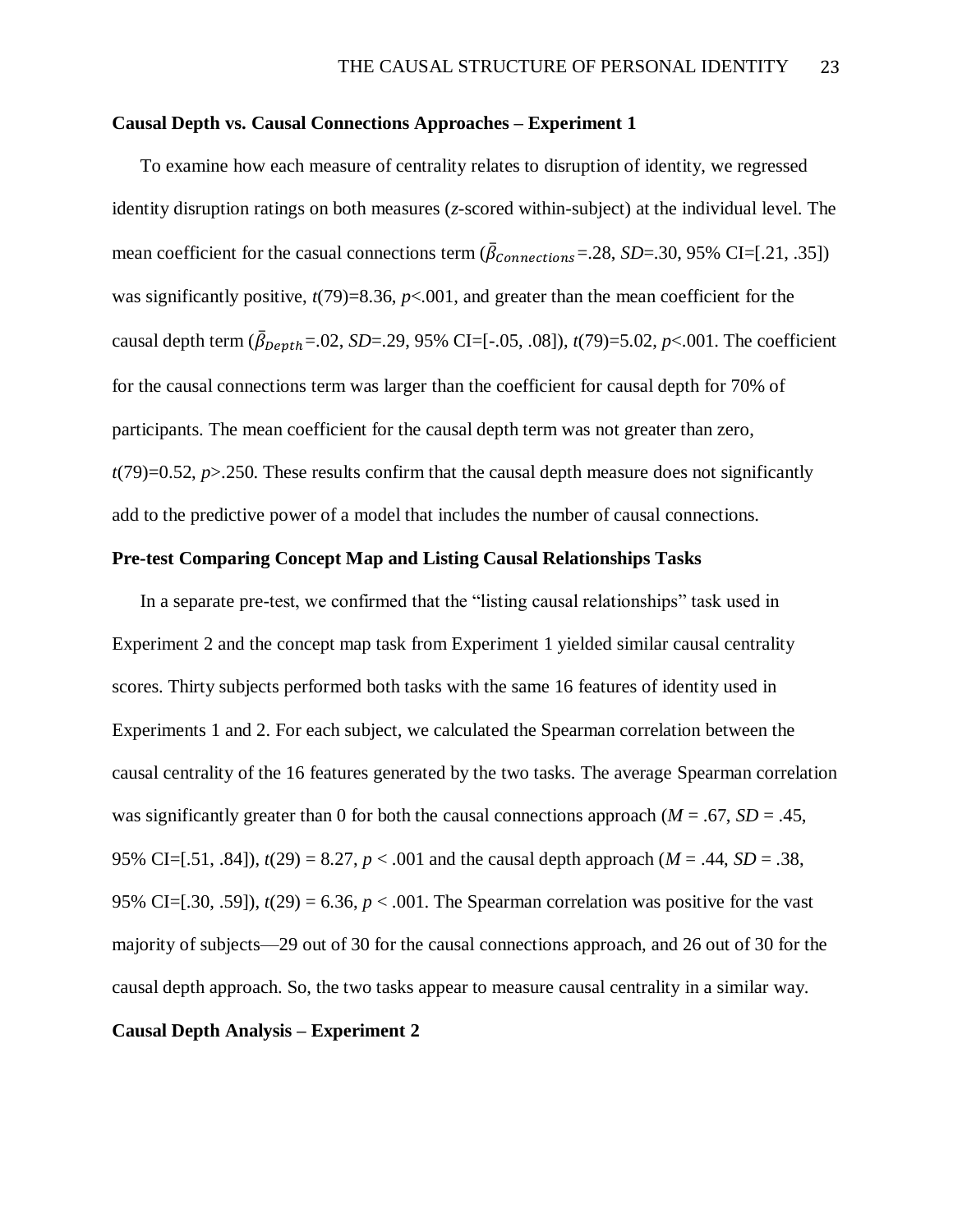**Causal Depth vs. Causal Connections Approaches – Experiment 1**

To examine how each measure of centrality relates to disruption of identity, we regressed identity disruption ratings on both measures (*z*-scored within-subject) at the individual level. The mean coefficient for the casual connections term ($\bar{\beta}_{Connections}$=.28, *SD*=.30, 95% CI=[.21, .35]) was significantly positive, $t(79)=8.36$, $p<.001$, and greater than the mean coefficient for the causal depth term ($\bar{\beta}_{Depth}$=.02, *SD*=.29, 95% CI=[-.05, .08]), $t(79)=5.02$, $p<.001$. The coefficient for the causal connections term was larger than the coefficient for causal depth for 70% of participants. The mean coefficient for the causal depth term was not greater than zero, $t(79)=0.52$, $p>.250$. These results confirm that the causal depth measure does not significantly add to the predictive power of a model that includes the number of causal connections.

**Pre-test Comparing Concept Map and Listing Causal Relationships Tasks**

In a separate pre-test, we confirmed that the "listing causal relationships" task used in Experiment 2 and the concept map task from Experiment 1 yielded similar causal centrality scores. Thirty subjects performed both tasks with the same 16 features of identity used in Experiments 1 and 2. For each subject, we calculated the Spearman correlation between the causal centrality of the 16 features generated by the two tasks. The average Spearman correlation was significantly greater than 0 for both the causal connections approach ($M$ = .67, $SD$ = .45, 95% CI=[.51, .84]), $t(29) = 8.27$, $p < .001$ and the causal depth approach ($M$ = .44, $SD$ = .38, 95% CI=[.30, .59]), $t(29) = 6.36$, $p < .001$. The Spearman correlation was positive for the vast majority of subjects—29 out of 30 for the causal connections approach, and 26 out of 30 for the causal depth approach. So, the two tasks appear to measure causal centrality in a similar way.

**Causal Depth Analysis – Experiment 2**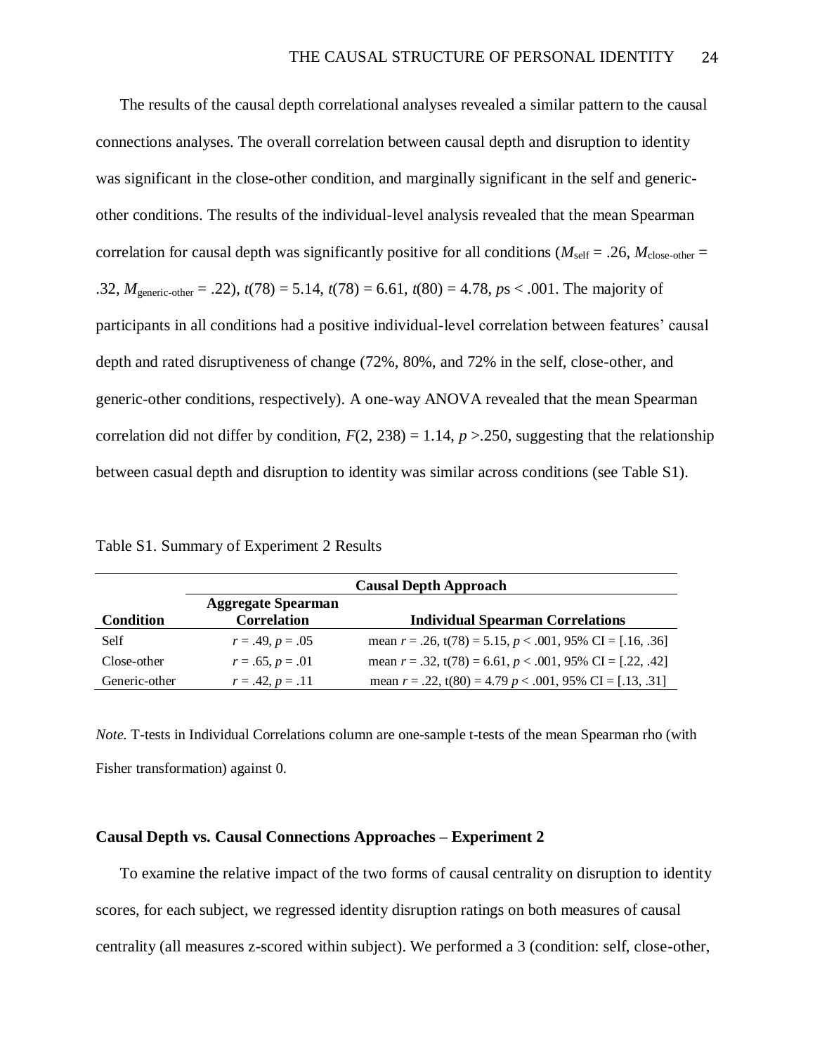The results of the causal depth correlational analyses revealed a similar pattern to the causal connections analyses. The overall correlation between causal depth and disruption to identity was significant in the close-other condition, and marginally significant in the self and generic-other conditions. The results of the individual-level analysis revealed that the mean Spearman correlation for causal depth was significantly positive for all conditions ($M_{\text{self}} = .26$, $M_{\text{close-other}} = .32$, $M_{\text{generic-other}} = .22$), $t(78) = 5.14$, $t(78) = 6.61$, $t(80) = 4.78$, $p\text{s} < .001$. The majority of participants in all conditions had a positive individual-level correlation between features' causal depth and rated disruptiveness of change (72%, 80%, and 72% in the self, close-other, and generic-other conditions, respectively). A one-way ANOVA revealed that the mean Spearman correlation did not differ by condition, $F(2, 238) = 1.14$, $p > .250$, suggesting that the relationship between casual depth and disruption to identity was similar across conditions (see Table S1).

Table S1. Summary of Experiment 2 Results

| | **Causal Depth Approach** | |
|---|---|---|
| **Condition** | **Aggregate Spearman Correlation** | **Individual Spearman Correlations** |
| Self | $r = .49$, $p = .05$ | mean $r = .26$, t(78) = 5.15, $p < .001$, 95% CI = [.16, .36] |
| Close-other | $r = .65$, $p = .01$ | mean $r = .32$, t(78) = 6.61, $p < .001$, 95% CI = [.22, .42] |
| Generic-other | $r = .42$, $p = .11$ | mean $r = .22$, t(80) = 4.79 $p < .001$, 95% CI = [.13, .31] |

*Note.* T-tests in Individual Correlations column are one-sample t-tests of the mean Spearman rho (with Fisher transformation) against 0.

### Causal Depth vs. Causal Connections Approaches – Experiment 2

To examine the relative impact of the two forms of causal centrality on disruption to identity scores, for each subject, we regressed identity disruption ratings on both measures of causal centrality (all measures z-scored within subject). We performed a 3 (condition: self, close-other,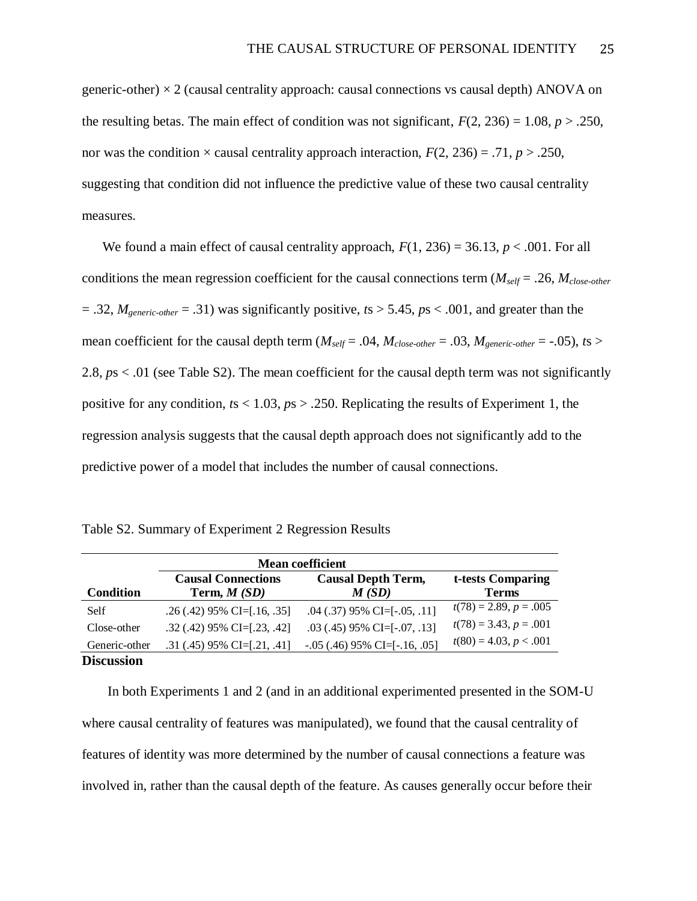generic-other) × 2 (causal centrality approach: causal connections vs causal depth) ANOVA on the resulting betas. The main effect of condition was not significant, $F(2, 236) = 1.08$, $p > .250$, nor was the condition × causal centrality approach interaction, $F(2, 236) = .71$, $p > .250$, suggesting that condition did not influence the predictive value of these two causal centrality measures.

We found a main effect of causal centrality approach, $F(1, 236) = 36.13$, $p < .001$. For all conditions the mean regression coefficient for the causal connections term ($M_{self} = .26$, $M_{close\text{-}other} = .32$, $M_{generic\text{-}other} = .31$) was significantly positive, *t*s > 5.45, *p*s < .001, and greater than the mean coefficient for the causal depth term ($M_{self} = .04$, $M_{close\text{-}other} = .03$, $M_{generic\text{-}other} = -.05$), *t*s > 2.8, *p*s < .01 (see Table S2). The mean coefficient for the causal depth term was not significantly positive for any condition, *t*s < 1.03, *p*s > .250. Replicating the results of Experiment 1, the regression analysis suggests that the causal depth approach does not significantly add to the predictive power of a model that includes the number of causal connections.

Table S2. Summary of Experiment 2 Regression Results

| | **Mean coefficient** | | |
|---|---|---|---|
| **Condition** | **Causal Connections Term, *M (SD)*** | **Causal Depth Term, *M (SD)*** | **t-tests Comparing Terms** |
| Self | .26 (.42) 95% CI=[.16, .35] | .04 (.37) 95% CI=[-.05, .11] | $t(78) = 2.89$, $p = .005$ |
| Close-other | .32 (.42) 95% CI=[.23, .42] | .03 (.45) 95% CI=[-.07, .13] | $t(78) = 3.43$, $p = .001$ |
| Generic-other | .31 (.45) 95% CI=[.21, .41] | -.05 (.46) 95% CI=[-.16, .05] | $t(80) = 4.03$, $p < .001$ |

## Discussion

In both Experiments 1 and 2 (and in an additional experimented presented in the SOM-U where causal centrality of features was manipulated), we found that the causal centrality of features of identity was more determined by the number of causal connections a feature was involved in, rather than the causal depth of the feature. As causes generally occur before their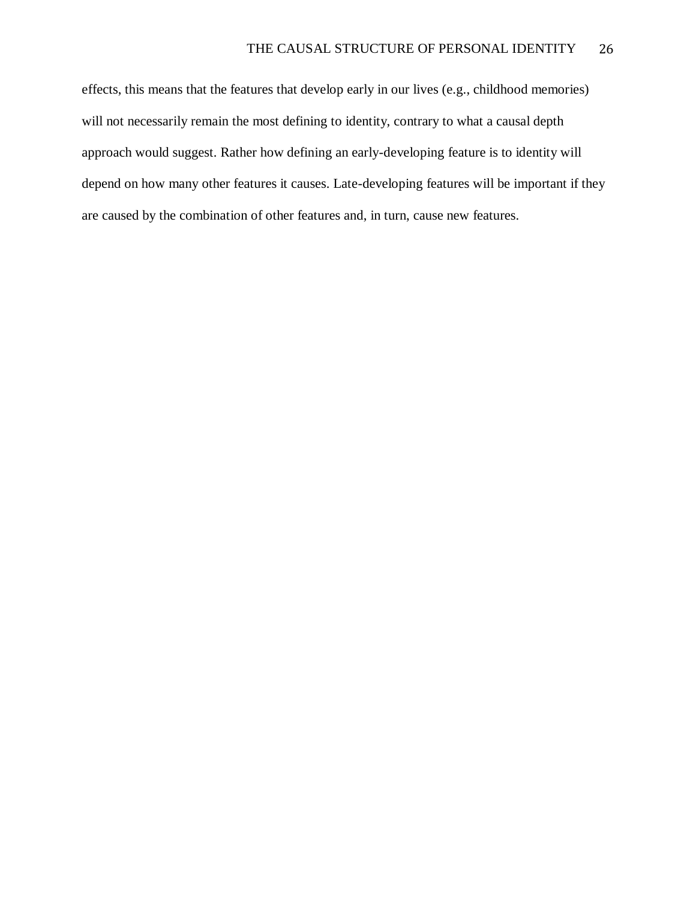effects, this means that the features that develop early in our lives (e.g., childhood memories) will not necessarily remain the most defining to identity, contrary to what a causal depth approach would suggest. Rather how defining an early-developing feature is to identity will depend on how many other features it causes. Late-developing features will be important if they are caused by the combination of other features and, in turn, cause new features.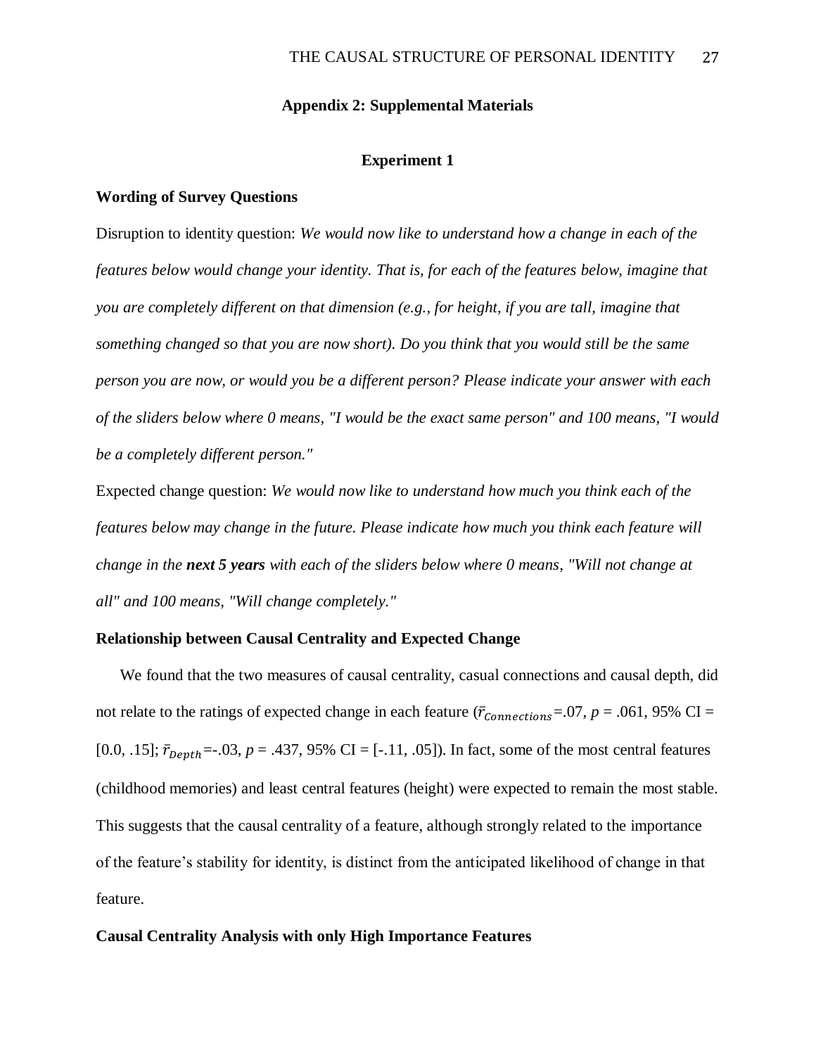## Appendix 2: Supplemental Materials

### Experiment 1

**Wording of Survey Questions**

Disruption to identity question: *We would now like to understand how a change in each of the features below would change your identity. That is, for each of the features below, imagine that you are completely different on that dimension (e.g., for height, if you are tall, imagine that something changed so that you are now short). Do you think that you would still be the same person you are now, or would you be a different person? Please indicate your answer with each of the sliders below where 0 means, "I would be the exact same person" and 100 means, "I would be a completely different person."*

Expected change question: *We would now like to understand how much you think each of the features below may change in the future. Please indicate how much you think each feature will change in the* ***next 5 years*** *with each of the sliders below where 0 means, "Will not change at all" and 100 means, "Will change completely."*

**Relationship between Causal Centrality and Expected Change**

We found that the two measures of causal centrality, casual connections and causal depth, did not relate to the ratings of expected change in each feature ($\bar{r}_{Connections}$=.07, $p$ = .061, 95% CI = [0.0, .15]; $\bar{r}_{Depth}$=-.03, $p$ = .437, 95% CI = [-.11, .05]). In fact, some of the most central features (childhood memories) and least central features (height) were expected to remain the most stable. This suggests that the causal centrality of a feature, although strongly related to the importance of the feature's stability for identity, is distinct from the anticipated likelihood of change in that feature.

**Causal Centrality Analysis with only High Importance Features**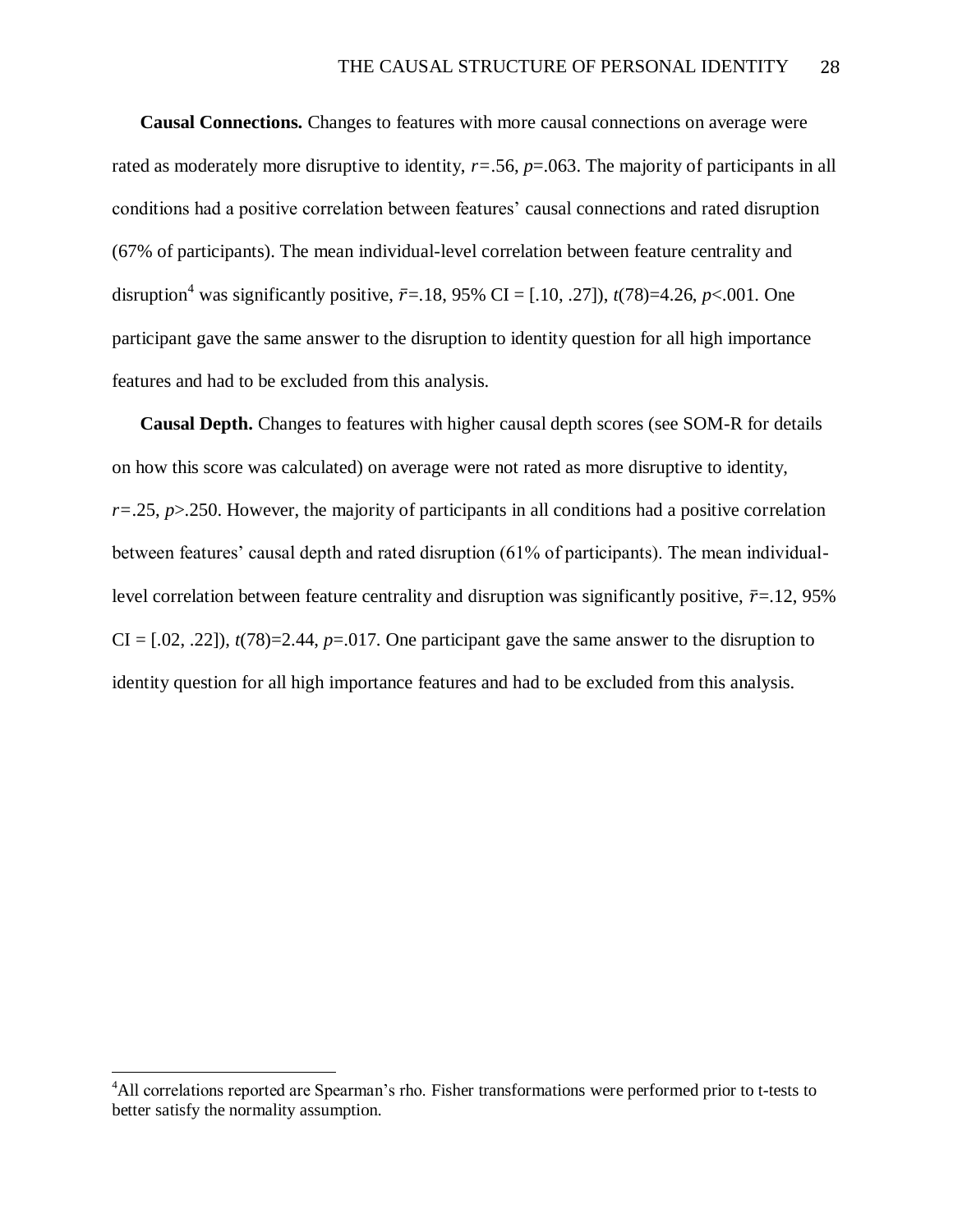**Causal Connections.** Changes to features with more causal connections on average were rated as moderately more disruptive to identity, $r$=.56, $p$=.063. The majority of participants in all conditions had a positive correlation between features' causal connections and rated disruption (67% of participants). The mean individual-level correlation between feature centrality and disruption[4] was significantly positive, $\bar{r}$=.18, 95% CI = [.10, .27]), $t(78)$=4.26, $p$<.001. One participant gave the same answer to the disruption to identity question for all high importance features and had to be excluded from this analysis.

**Causal Depth.** Changes to features with higher causal depth scores (see SOM-R for details on how this score was calculated) on average were not rated as more disruptive to identity, $r$=.25, $p$>.250. However, the majority of participants in all conditions had a positive correlation between features' causal depth and rated disruption (61% of participants). The mean individual-level correlation between feature centrality and disruption was significantly positive, $\bar{r}$=.12, 95% CI = [.02, .22]), $t(78)$=2.44, $p$=.017. One participant gave the same answer to the disruption to identity question for all high importance features and had to be excluded from this analysis.

---

[4]All correlations reported are Spearman's rho. Fisher transformations were performed prior to t-tests to better satisfy the normality assumption.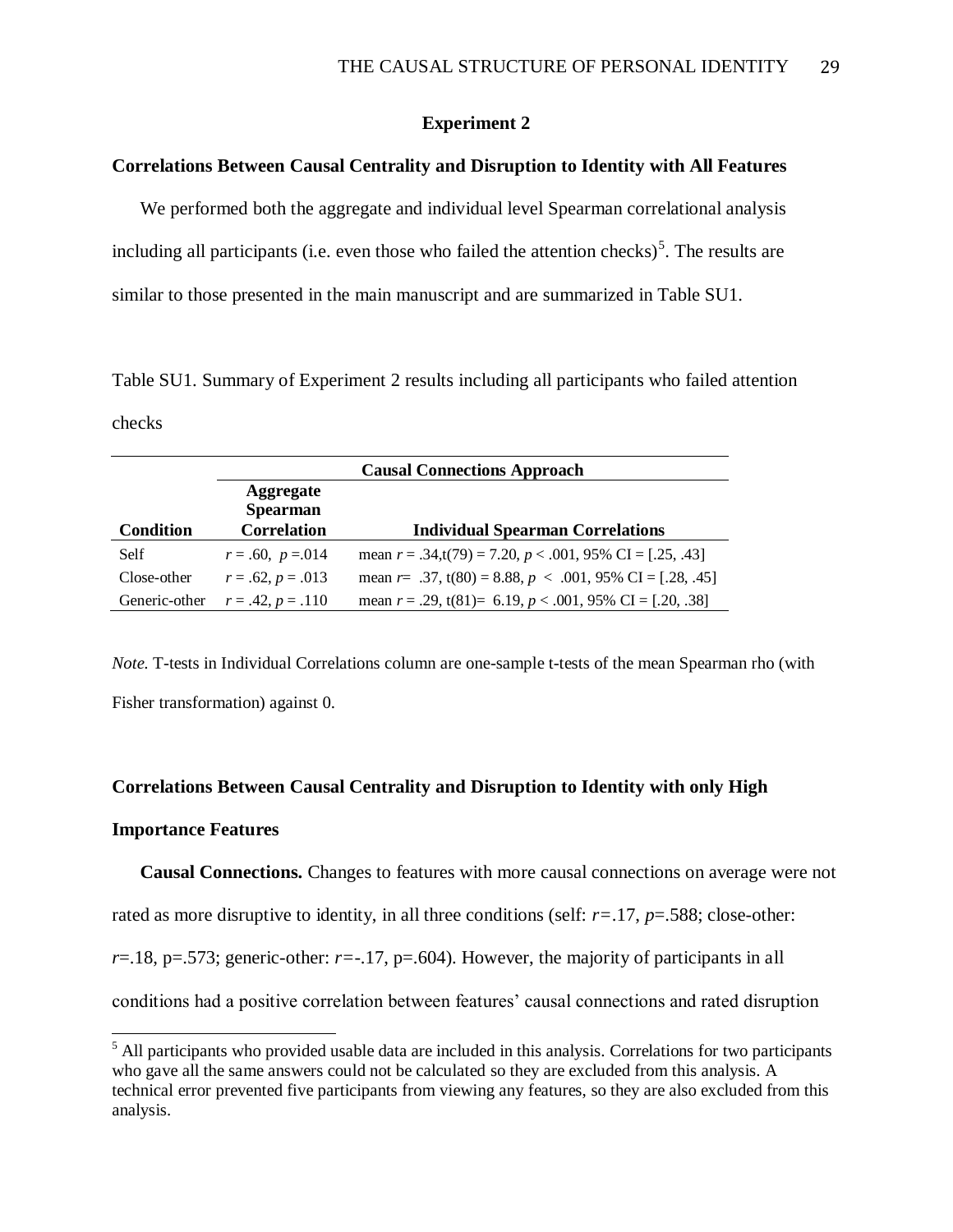## Experiment 2

### Correlations Between Causal Centrality and Disruption to Identity with All Features

We performed both the aggregate and individual level Spearman correlational analysis including all participants (i.e. even those who failed the attention checks)[5]. The results are similar to those presented in the main manuscript and are summarized in Table SU1.

Table SU1. Summary of Experiment 2 results including all participants who failed attention checks

| | **Causal Connections Approach** | |
|---|---|---|
| **Condition** | **Aggregate Spearman Correlation** | **Individual Spearman Correlations** |
| Self | $r = .60,\ p = .014$ | mean $r = .34$, $t(79) = 7.20$, $p < .001$, 95% CI = [.25, .43] |
| Close-other | $r = .62,\ p = .013$ | mean $r = .37$, $t(80) = 8.88$, $p < .001$, 95% CI = [.28, .45] |
| Generic-other | $r = .42,\ p = .110$ | mean $r = .29$, $t(81) = 6.19$, $p < .001$, 95% CI = [.20, .38] |

*Note.* T-tests in Individual Correlations column are one-sample t-tests of the mean Spearman rho (with Fisher transformation) against 0.

### Correlations Between Causal Centrality and Disruption to Identity with only High Importance Features

**Causal Connections.** Changes to features with more causal connections on average were not rated as more disruptive to identity, in all three conditions (self: $r=.17$, $p=.588$; close-other: $r=.18$, $p=.573$; generic-other: $r=-.17$, $p=.604$). However, the majority of participants in all conditions had a positive correlation between features' causal connections and rated disruption

[5] All participants who provided usable data are included in this analysis. Correlations for two participants who gave all the same answers could not be calculated so they are excluded from this analysis. A technical error prevented five participants from viewing any features, so they are also excluded from this analysis.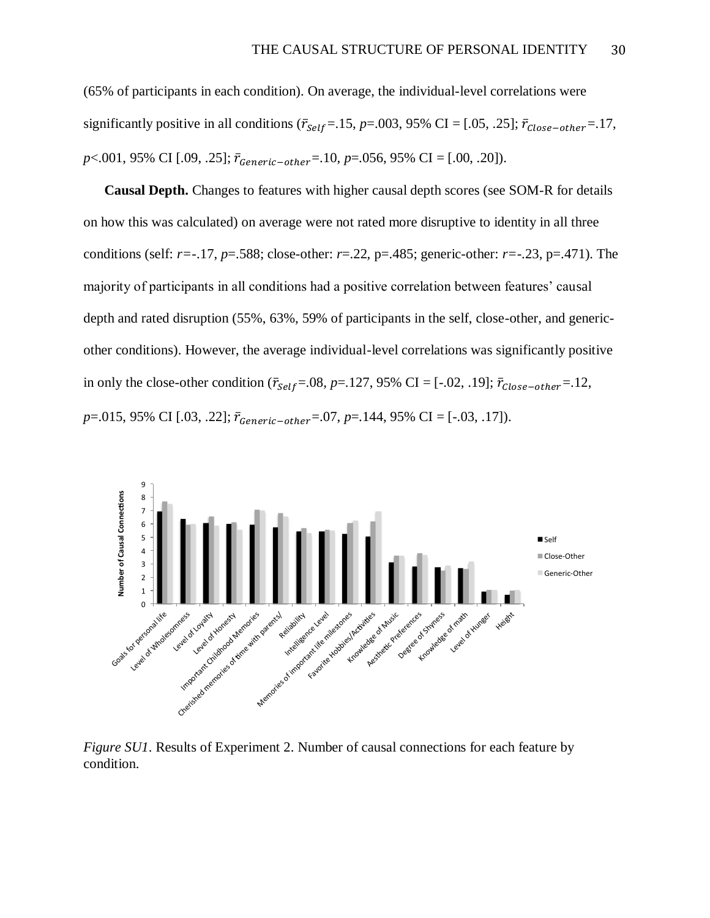(65% of participants in each condition). On average, the individual-level correlations were significantly positive in all conditions ($\bar{r}_{Self}$=.15, *p*=.003, 95% CI = [.05, .25]; $\bar{r}_{Close-other}$=.17, *p*<.001, 95% CI [.09, .25]; $\bar{r}_{Generic-other}$=.10, *p*=.056, 95% CI = [.00, .20]).

**Causal Depth.** Changes to features with higher causal depth scores (see SOM-R for details on how this was calculated) on average were not rated more disruptive to identity in all three conditions (self: *r*=-.17, *p*=.588; close-other: *r*=.22, p=.485; generic-other: *r*=-.23, p=.471). The majority of participants in all conditions had a positive correlation between features' causal depth and rated disruption (55%, 63%, 59% of participants in the self, close-other, and generic-other conditions). However, the average individual-level correlations was significantly positive in only the close-other condition ($\bar{r}_{Self}$=.08, *p*=.127, 95% CI = [-.02, .19]; $\bar{r}_{Close-other}$=.12, *p*=.015, 95% CI [.03, .22]; $\bar{r}_{Generic-other}$=.07, *p*=.144, 95% CI = [-.03, .17]).

*Figure SU1*. Results of Experiment 2. Number of causal connections for each feature by condition.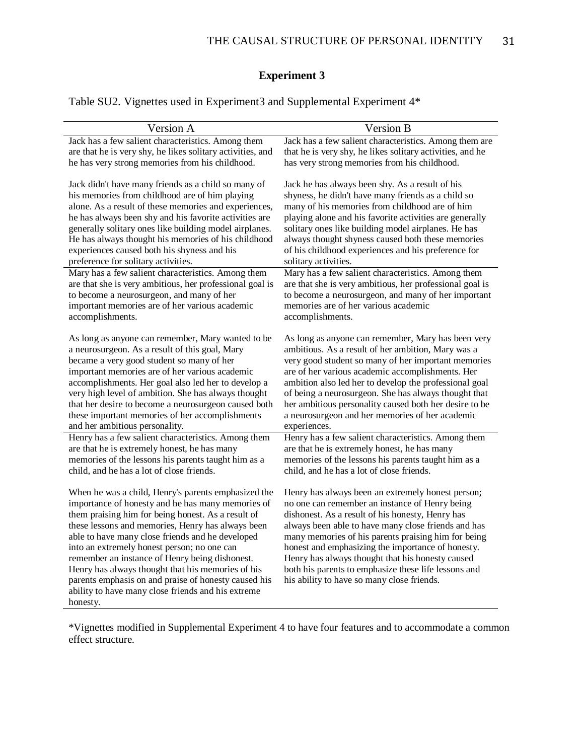## Experiment 3

Table SU2. Vignettes used in Experiment3 and Supplemental Experiment 4*

| Version A | Version B |
|---|---|
| Jack has a few salient characteristics. Among them are that he is very shy, he likes solitary activities, and he has very strong memories from his childhood.<br><br>Jack didn't have many friends as a child so many of his memories from childhood are of him playing alone. As a result of these memories and experiences, he has always been shy and his favorite activities are generally solitary ones like building model airplanes. He has always thought his memories of his childhood experiences caused both his shyness and his preference for solitary activities. | Jack has a few salient characteristics. Among them are that he is very shy, he likes solitary activities, and he has very strong memories from his childhood.<br><br>Jack he has always been shy. As a result of his shyness, he didn't have many friends as a child so many of his memories from childhood are of him playing alone and his favorite activities are generally solitary ones like building model airplanes. He has always thought shyness caused both these memories of his childhood experiences and his preference for solitary activities. |
| Mary has a few salient characteristics. Among them are that she is very ambitious, her professional goal is to become a neurosurgeon, and many of her important memories are of her various academic accomplishments.<br><br>As long as anyone can remember, Mary wanted to be a neurosurgeon. As a result of this goal, Mary became a very good student so many of her important memories are of her various academic accomplishments. Her goal also led her to develop a very high level of ambition. She has always thought that her desire to become a neurosurgeon caused both these important memories of her accomplishments and her ambitious personality. | Mary has a few salient characteristics. Among them are that she is very ambitious, her professional goal is to become a neurosurgeon, and many of her important memories are of her various academic accomplishments.<br><br>As long as anyone can remember, Mary has been very ambitious. As a result of her ambition, Mary was a very good student so many of her important memories are of her various academic accomplishments. Her ambition also led her to develop the professional goal of being a neurosurgeon. She has always thought that her ambitious personality caused both her desire to be a neurosurgeon and her memories of her academic experiences. |
| Henry has a few salient characteristics. Among them are that he is extremely honest, he has many memories of the lessons his parents taught him as a child, and he has a lot of close friends.<br><br>When he was a child, Henry's parents emphasized the importance of honesty and he has many memories of them praising him for being honest. As a result of these lessons and memories, Henry has always been able to have many close friends and he developed into an extremely honest person; no one can remember an instance of Henry being dishonest. Henry has always thought that his memories of his parents emphasis on and praise of honesty caused his ability to have many close friends and his extreme honesty. | Henry has a few salient characteristics. Among them are that he is extremely honest, he has many memories of the lessons his parents taught him as a child, and he has a lot of close friends.<br><br>Henry has always been an extremely honest person; no one can remember an instance of Henry being dishonest. As a result of his honesty, Henry has always been able to have many close friends and has many memories of his parents praising him for being honest and emphasizing the importance of honesty. Henry has always thought that his honesty caused both his parents to emphasize these life lessons and his ability to have so many close friends. |

*Vignettes modified in Supplemental Experiment 4 to have four features and to accommodate a common effect structure.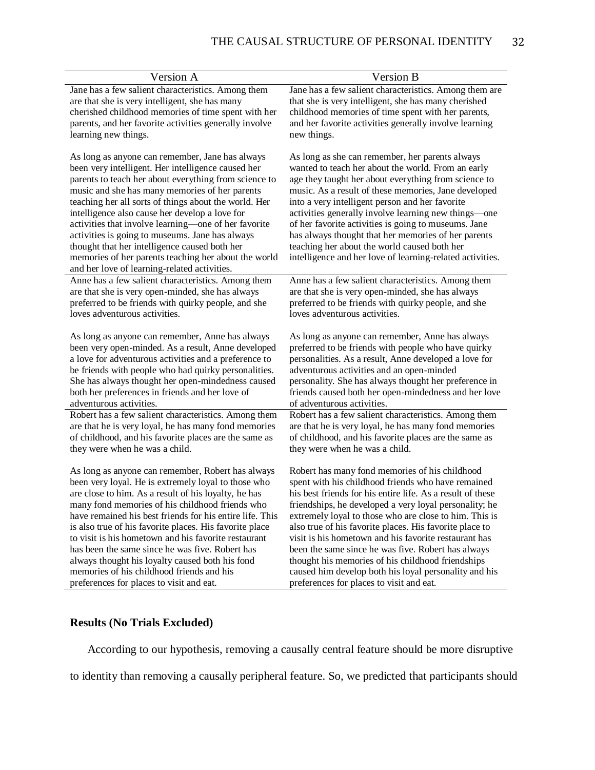| Version A | Version B |
|---|---|
| Jane has a few salient characteristics. Among them are that she is very intelligent, she has many cherished childhood memories of time spent with her parents, and her favorite activities generally involve learning new things.<br><br>As long as anyone can remember, Jane has always been very intelligent. Her intelligence caused her parents to teach her about everything from science to music and she has many memories of her parents teaching her all sorts of things about the world. Her intelligence also cause her develop a love for activities that involve learning—one of her favorite activities is going to museums. Jane has always thought that her intelligence caused both her memories of her parents teaching her about the world and her love of learning-related activities. | Jane has a few salient characteristics. Among them are that she is very intelligent, she has many cherished childhood memories of time spent with her parents, and her favorite activities generally involve learning new things.<br><br>As long as she can remember, her parents always wanted to teach her about the world. From an early age they taught her about everything from science to music. As a result of these memories, Jane developed into a very intelligent person and her favorite activities generally involve learning new things—one of her favorite activities is going to museums. Jane has always thought that her memories of her parents teaching her about the world caused both her intelligence and her love of learning-related activities. |
| Anne has a few salient characteristics. Among them are that she is very open-minded, she has always preferred to be friends with quirky people, and she loves adventurous activities.<br><br>As long as anyone can remember, Anne has always been very open-minded. As a result, Anne developed a love for adventurous activities and a preference to be friends with people who had quirky personalities. She has always thought her open-mindedness caused both her preferences in friends and her love of adventurous activities. | Anne has a few salient characteristics. Among them are that she is very open-minded, she has always preferred to be friends with quirky people, and she loves adventurous activities.<br><br>As long as anyone can remember, Anne has always preferred to be friends with people who have quirky personalities. As a result, Anne developed a love for adventurous activities and an open-minded personality. She has always thought her preference in friends caused both her open-mindedness and her love of adventurous activities. |
| Robert has a few salient characteristics. Among them are that he is very loyal, he has many fond memories of childhood, and his favorite places are the same as they were when he was a child.<br><br>As long as anyone can remember, Robert has always been very loyal. He is extremely loyal to those who are close to him. As a result of his loyalty, he has many fond memories of his childhood friends who have remained his best friends for his entire life. This is also true of his favorite places. His favorite place to visit is his hometown and his favorite restaurant has been the same since he was five. Robert has always thought his loyalty caused both his fond memories of his childhood friends and his preferences for places to visit and eat. | Robert has a few salient characteristics. Among them are that he is very loyal, he has many fond memories of childhood, and his favorite places are the same as they were when he was a child.<br><br>Robert has many fond memories of his childhood spent with his childhood friends who have remained his best friends for his entire life. As a result of these friendships, he developed a very loyal personality; he extremely loyal to those who are close to him. This is also true of his favorite places. His favorite place to visit is his hometown and his favorite restaurant has been the same since he was five. Robert has always thought his memories of his childhood friendships caused him develop both his loyal personality and his preferences for places to visit and eat. |

**Results (No Trials Excluded)**

According to our hypothesis, removing a causally central feature should be more disruptive to identity than removing a causally peripheral feature. So, we predicted that participants should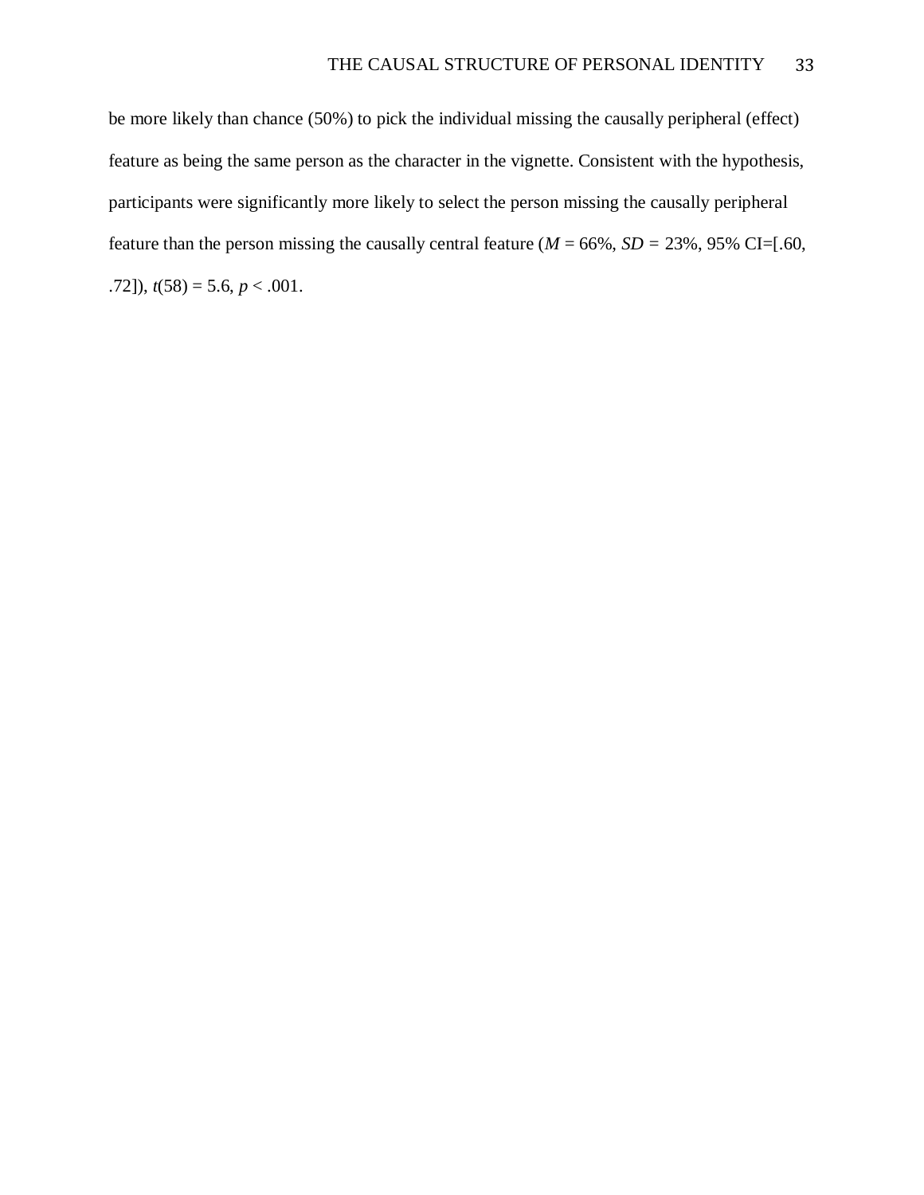be more likely than chance (50%) to pick the individual missing the causally peripheral (effect) feature as being the same person as the character in the vignette. Consistent with the hypothesis, participants were significantly more likely to select the person missing the causally peripheral feature than the person missing the causally central feature ($M$ = 66%, $SD$ = 23%, 95% CI=[.60, .72]), $t(58) = 5.6$, $p < .001$.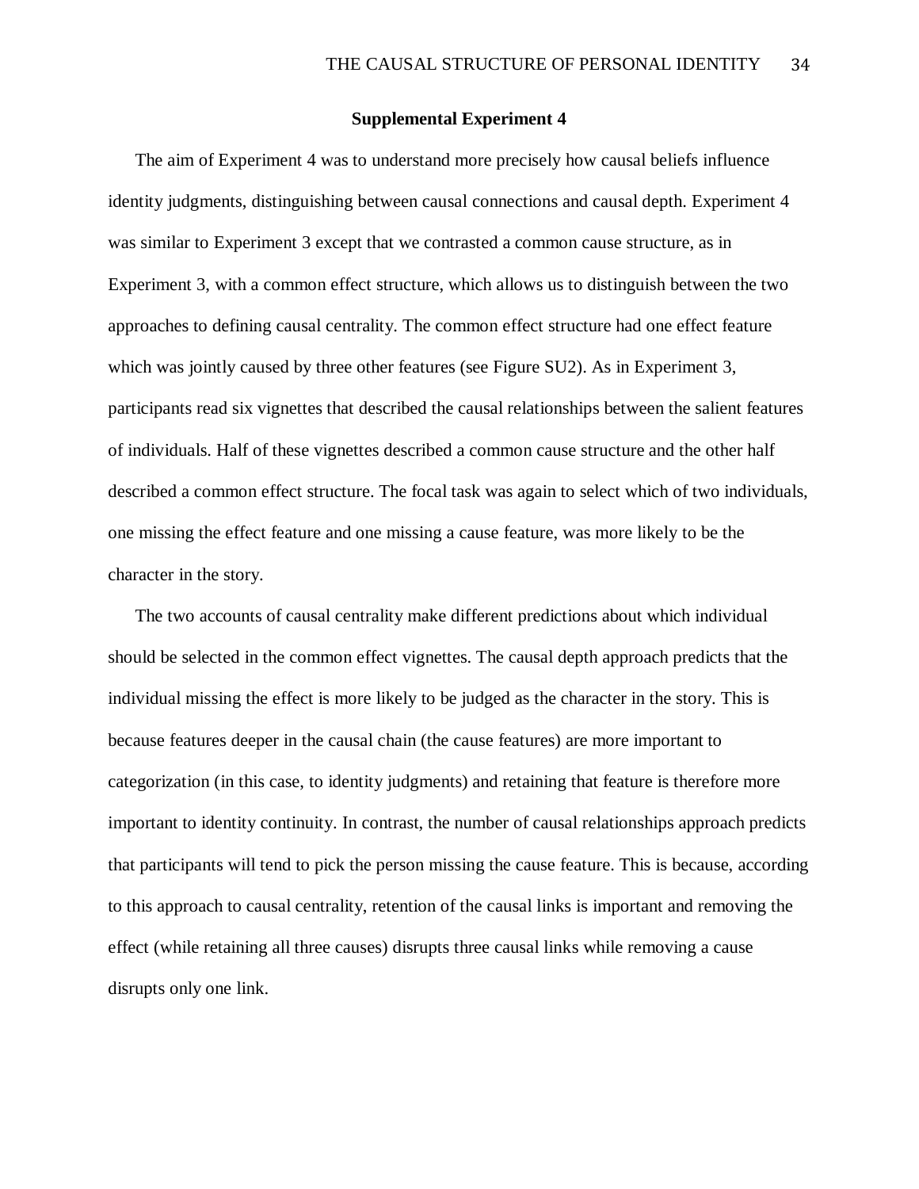## Supplemental Experiment 4

The aim of Experiment 4 was to understand more precisely how causal beliefs influence identity judgments, distinguishing between causal connections and causal depth. Experiment 4 was similar to Experiment 3 except that we contrasted a common cause structure, as in Experiment 3, with a common effect structure, which allows us to distinguish between the two approaches to defining causal centrality. The common effect structure had one effect feature which was jointly caused by three other features (see Figure SU2). As in Experiment 3, participants read six vignettes that described the causal relationships between the salient features of individuals. Half of these vignettes described a common cause structure and the other half described a common effect structure. The focal task was again to select which of two individuals, one missing the effect feature and one missing a cause feature, was more likely to be the character in the story.

The two accounts of causal centrality make different predictions about which individual should be selected in the common effect vignettes. The causal depth approach predicts that the individual missing the effect is more likely to be judged as the character in the story. This is because features deeper in the causal chain (the cause features) are more important to categorization (in this case, to identity judgments) and retaining that feature is therefore more important to identity continuity. In contrast, the number of causal relationships approach predicts that participants will tend to pick the person missing the cause feature. This is because, according to this approach to causal centrality, retention of the causal links is important and removing the effect (while retaining all three causes) disrupts three causal links while removing a cause disrupts only one link.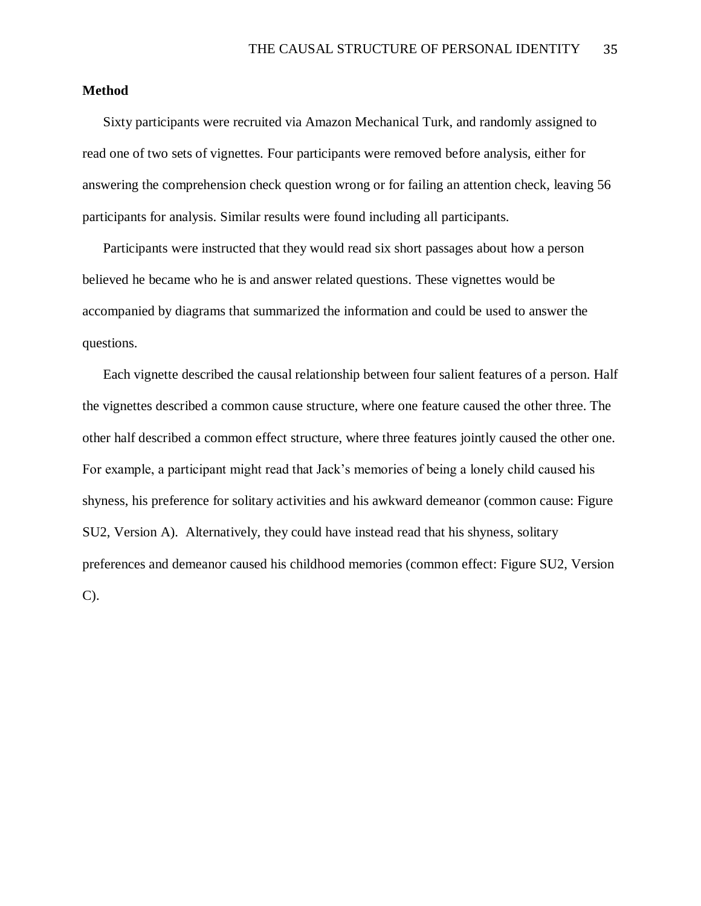**Method**

Sixty participants were recruited via Amazon Mechanical Turk, and randomly assigned to read one of two sets of vignettes. Four participants were removed before analysis, either for answering the comprehension check question wrong or for failing an attention check, leaving 56 participants for analysis. Similar results were found including all participants.

Participants were instructed that they would read six short passages about how a person believed he became who he is and answer related questions. These vignettes would be accompanied by diagrams that summarized the information and could be used to answer the questions.

Each vignette described the causal relationship between four salient features of a person. Half the vignettes described a common cause structure, where one feature caused the other three. The other half described a common effect structure, where three features jointly caused the other one. For example, a participant might read that Jack's memories of being a lonely child caused his shyness, his preference for solitary activities and his awkward demeanor (common cause: Figure SU2, Version A). Alternatively, they could have instead read that his shyness, solitary preferences and demeanor caused his childhood memories (common effect: Figure SU2, Version C).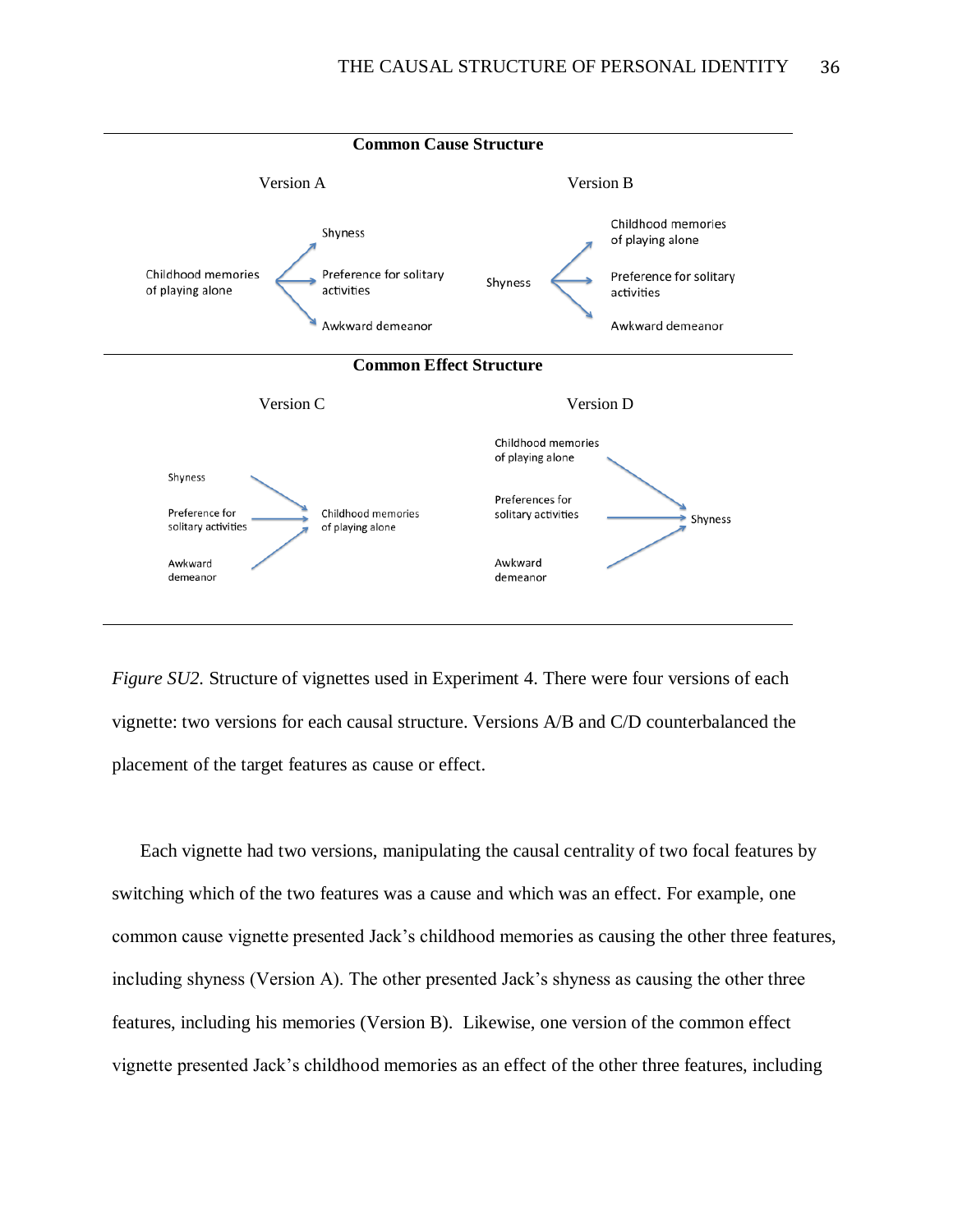*Figure SU2.* Structure of vignettes used in Experiment 4. There were four versions of each vignette: two versions for each causal structure. Versions A/B and C/D counterbalanced the placement of the target features as cause or effect.

Each vignette had two versions, manipulating the causal centrality of two focal features by switching which of the two features was a cause and which was an effect. For example, one common cause vignette presented Jack's childhood memories as causing the other three features, including shyness (Version A). The other presented Jack's shyness as causing the other three features, including his memories (Version B). Likewise, one version of the common effect vignette presented Jack's childhood memories as an effect of the other three features, including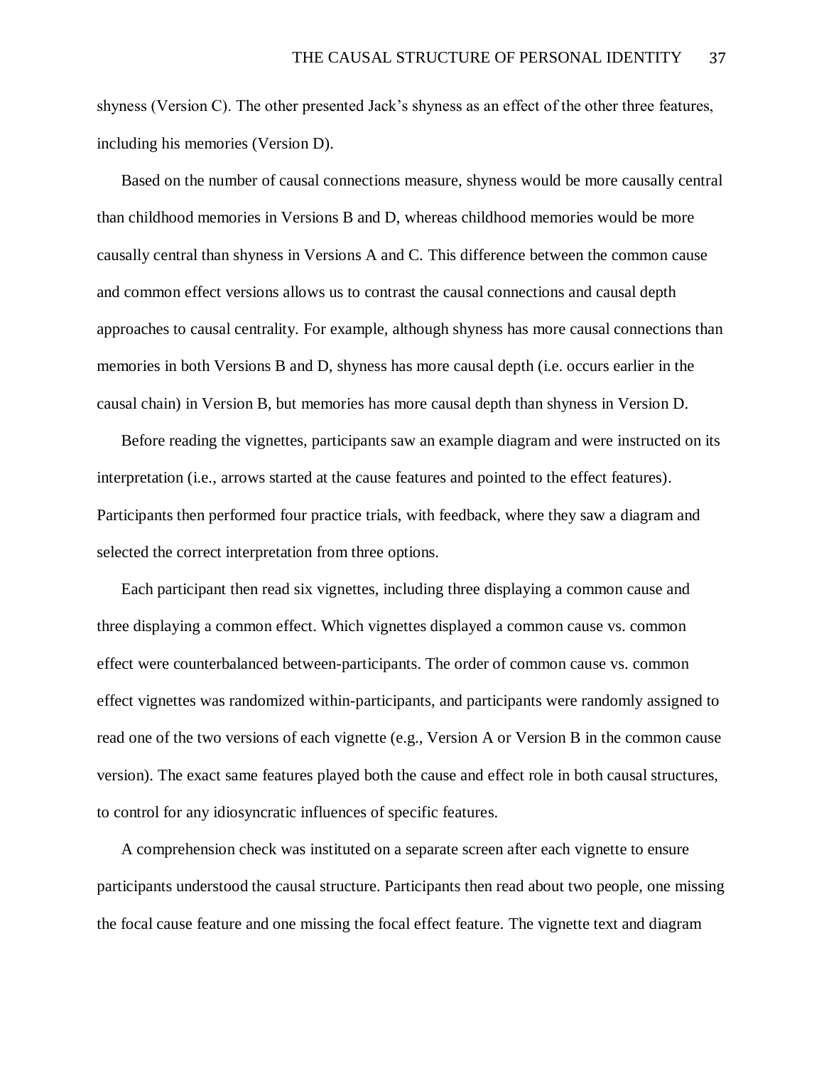shyness (Version C). The other presented Jack's shyness as an effect of the other three features, including his memories (Version D).

Based on the number of causal connections measure, shyness would be more causally central than childhood memories in Versions B and D, whereas childhood memories would be more causally central than shyness in Versions A and C. This difference between the common cause and common effect versions allows us to contrast the causal connections and causal depth approaches to causal centrality. For example, although shyness has more causal connections than memories in both Versions B and D, shyness has more causal depth (i.e. occurs earlier in the causal chain) in Version B, but memories has more causal depth than shyness in Version D.

Before reading the vignettes, participants saw an example diagram and were instructed on its interpretation (i.e., arrows started at the cause features and pointed to the effect features). Participants then performed four practice trials, with feedback, where they saw a diagram and selected the correct interpretation from three options.

Each participant then read six vignettes, including three displaying a common cause and three displaying a common effect. Which vignettes displayed a common cause vs. common effect were counterbalanced between-participants. The order of common cause vs. common effect vignettes was randomized within-participants, and participants were randomly assigned to read one of the two versions of each vignette (e.g., Version A or Version B in the common cause version). The exact same features played both the cause and effect role in both causal structures, to control for any idiosyncratic influences of specific features.

A comprehension check was instituted on a separate screen after each vignette to ensure participants understood the causal structure. Participants then read about two people, one missing the focal cause feature and one missing the focal effect feature. The vignette text and diagram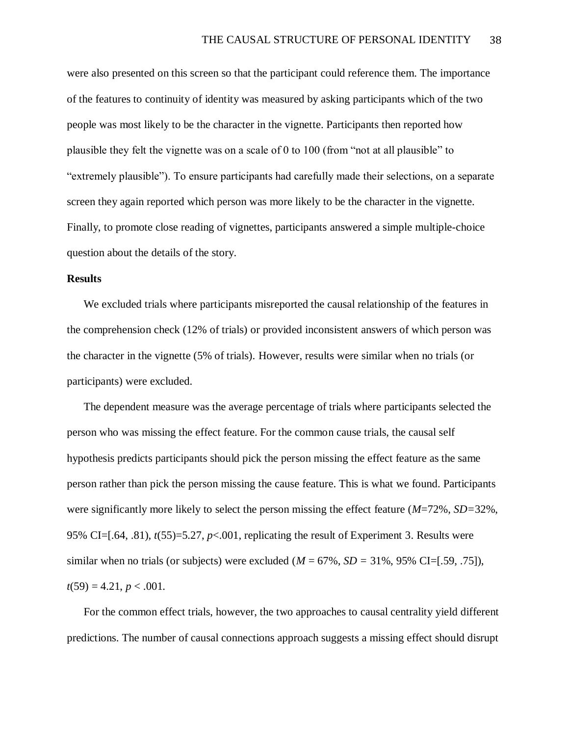were also presented on this screen so that the participant could reference them. The importance of the features to continuity of identity was measured by asking participants which of the two people was most likely to be the character in the vignette. Participants then reported how plausible they felt the vignette was on a scale of 0 to 100 (from "not at all plausible" to "extremely plausible"). To ensure participants had carefully made their selections, on a separate screen they again reported which person was more likely to be the character in the vignette. Finally, to promote close reading of vignettes, participants answered a simple multiple-choice question about the details of the story.

**Results**

We excluded trials where participants misreported the causal relationship of the features in the comprehension check (12% of trials) or provided inconsistent answers of which person was the character in the vignette (5% of trials). However, results were similar when no trials (or participants) were excluded.

The dependent measure was the average percentage of trials where participants selected the person who was missing the effect feature. For the common cause trials, the causal self hypothesis predicts participants should pick the person missing the effect feature as the same person rather than pick the person missing the cause feature. This is what we found. Participants were significantly more likely to select the person missing the effect feature ($M$=72%, $SD$=32%, 95% CI=[.64, .81), $t(55)=5.27$, $p<.001$, replicating the result of Experiment 3. Results were similar when no trials (or subjects) were excluded ($M$ = 67%, $SD$ = 31%, 95% CI=[.59, .75]), $t(59) = 4.21$, $p < .001$.

For the common effect trials, however, the two approaches to causal centrality yield different predictions. The number of causal connections approach suggests a missing effect should disrupt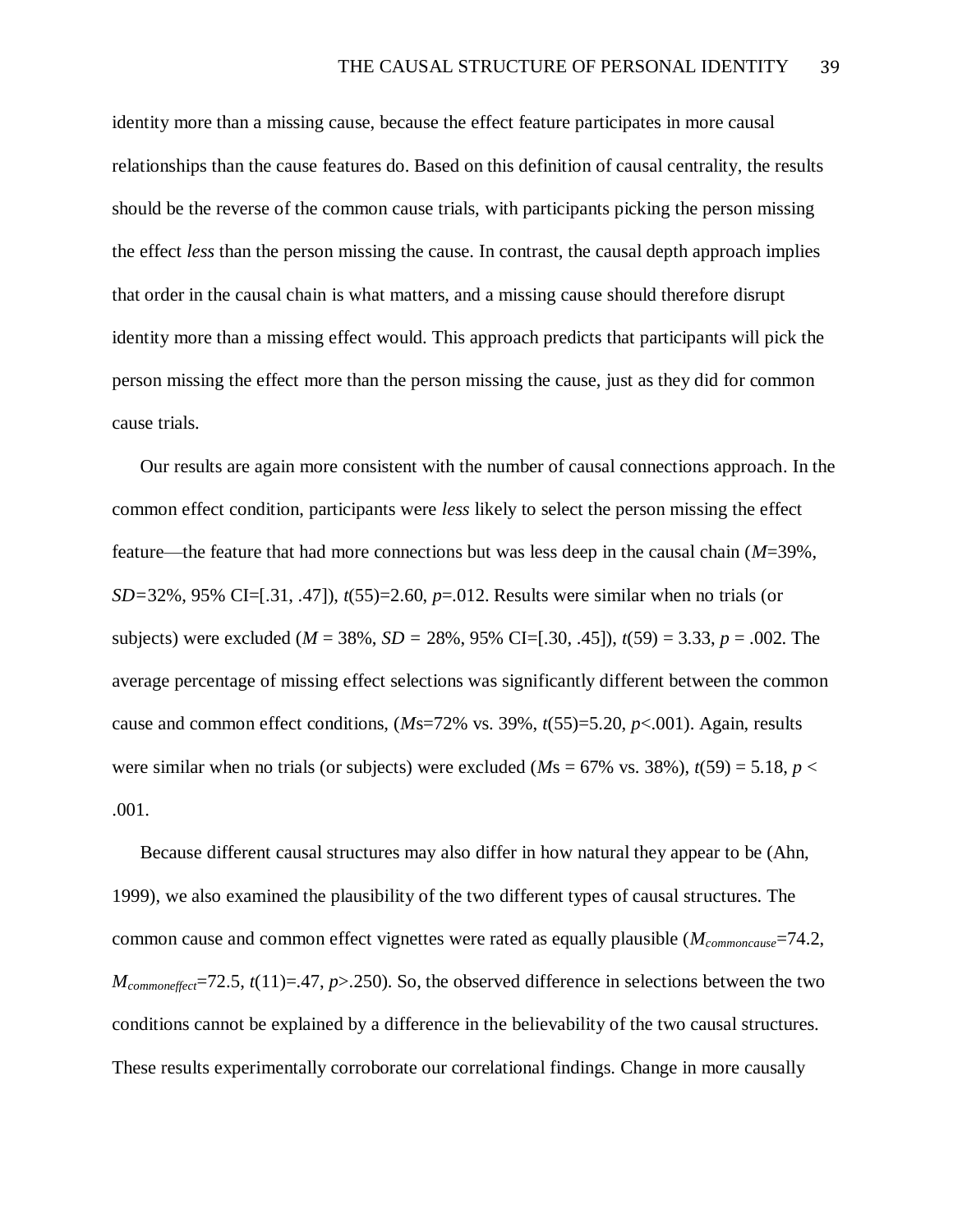identity more than a missing cause, because the effect feature participates in more causal relationships than the cause features do. Based on this definition of causal centrality, the results should be the reverse of the common cause trials, with participants picking the person missing the effect *less* than the person missing the cause. In contrast, the causal depth approach implies that order in the causal chain is what matters, and a missing cause should therefore disrupt identity more than a missing effect would. This approach predicts that participants will pick the person missing the effect more than the person missing the cause, just as they did for common cause trials.

Our results are again more consistent with the number of causal connections approach. In the common effect condition, participants were *less* likely to select the person missing the effect feature—the feature that had more connections but was less deep in the causal chain ($M$=39%, $SD$=32%, 95% CI=[.31, .47]), $t(55)$=2.60, $p$=.012. Results were similar when no trials (or subjects) were excluded ($M$ = 38%, $SD$ = 28%, 95% CI=[.30, .45]), $t(59)$ = 3.33, $p$ = .002. The average percentage of missing effect selections was significantly different between the common cause and common effect conditions, ($M$s=72% vs. 39%, $t(55)$=5.20, $p$<.001). Again, results were similar when no trials (or subjects) were excluded ($M$s = 67% vs. 38%), $t(59)$ = 5.18, $p$ < .001.

Because different causal structures may also differ in how natural they appear to be (Ahn, 1999), we also examined the plausibility of the two different types of causal structures. The common cause and common effect vignettes were rated as equally plausible ($M_{commoncause}$=74.2, $M_{commoneffect}$=72.5, $t(11)$=.47, $p$>.250). So, the observed difference in selections between the two conditions cannot be explained by a difference in the believability of the two causal structures. These results experimentally corroborate our correlational findings. Change in more causally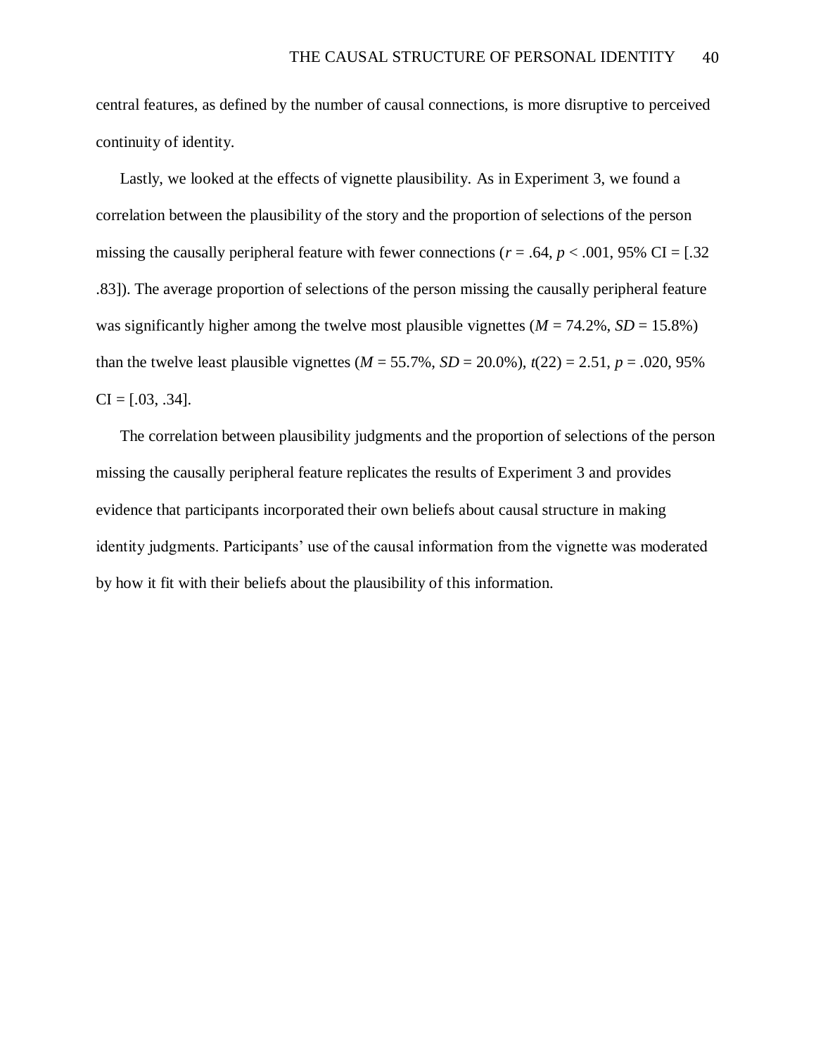central features, as defined by the number of causal connections, is more disruptive to perceived continuity of identity.

Lastly, we looked at the effects of vignette plausibility. As in Experiment 3, we found a correlation between the plausibility of the story and the proportion of selections of the person missing the causally peripheral feature with fewer connections ($r = .64$, $p < .001$, 95% CI = [.32 .83]). The average proportion of selections of the person missing the causally peripheral feature was significantly higher among the twelve most plausible vignettes ($M = 74.2\%$, $SD = 15.8\%$) than the twelve least plausible vignettes ($M = 55.7\%$, $SD = 20.0\%$), $t(22) = 2.51$, $p = .020$, 95% CI = [.03, .34].

The correlation between plausibility judgments and the proportion of selections of the person missing the causally peripheral feature replicates the results of Experiment 3 and provides evidence that participants incorporated their own beliefs about causal structure in making identity judgments. Participants' use of the causal information from the vignette was moderated by how it fit with their beliefs about the plausibility of this information.